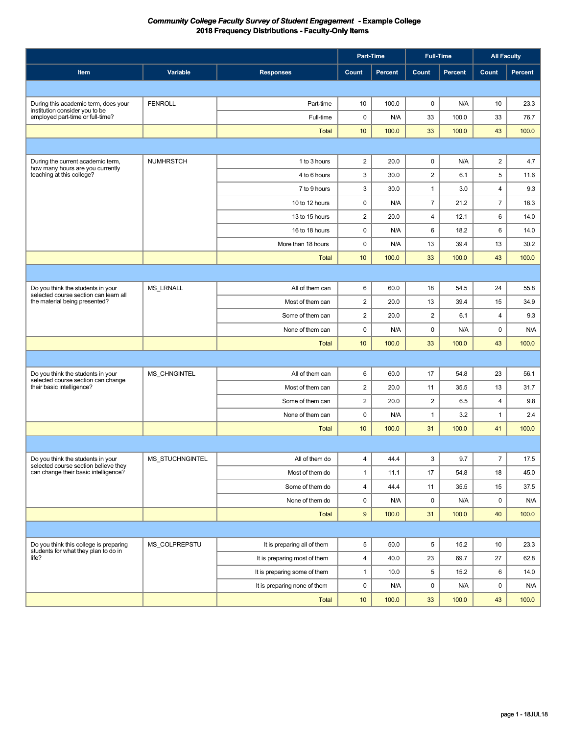# *Community College Faculty Survey of Student Engagement* - Example College
## 2018 Frequency Distributions - Faculty-Only Items

| Item | Variable | Responses | Part-Time Count | Part-Time Percent | Full-Time Count | Full-Time Percent | All Faculty Count | All Faculty Percent |
|---|---|---|---|---|---|---|---|---|
| During this academic term, does your institution consider you to be employed part-time or full-time? | FENROLL | Part-time | 10 | 100.0 | 0 | N/A | 10 | 23.3 |
| | | Full-time | 0 | N/A | 33 | 100.0 | 33 | 76.7 |
| | | Total | 10 | 100.0 | 33 | 100.0 | 43 | 100.0 |
| During the current academic term, how many hours are you currently teaching at this college? | NUMHRSTCH | 1 to 3 hours | 2 | 20.0 | 0 | N/A | 2 | 4.7 |
| | | 4 to 6 hours | 3 | 30.0 | 2 | 6.1 | 5 | 11.6 |
| | | 7 to 9 hours | 3 | 30.0 | 1 | 3.0 | 4 | 9.3 |
| | | 10 to 12 hours | 0 | N/A | 7 | 21.2 | 7 | 16.3 |
| | | 13 to 15 hours | 2 | 20.0 | 4 | 12.1 | 6 | 14.0 |
| | | 16 to 18 hours | 0 | N/A | 6 | 18.2 | 6 | 14.0 |
| | | More than 18 hours | 0 | N/A | 13 | 39.4 | 13 | 30.2 |
| | | Total | 10 | 100.0 | 33 | 100.0 | 43 | 100.0 |
| Do you think the students in your selected course section can learn all the material being presented? | MS_LRNALL | All of them can | 6 | 60.0 | 18 | 54.5 | 24 | 55.8 |
| | | Most of them can | 2 | 20.0 | 13 | 39.4 | 15 | 34.9 |
| | | Some of them can | 2 | 20.0 | 2 | 6.1 | 4 | 9.3 |
| | | None of them can | 0 | N/A | 0 | N/A | 0 | N/A |
| | | Total | 10 | 100.0 | 33 | 100.0 | 43 | 100.0 |
| Do you think the students in your selected course section can change their basic intelligence? | MS_CHNGINTEL | All of them can | 6 | 60.0 | 17 | 54.8 | 23 | 56.1 |
| | | Most of them can | 2 | 20.0 | 11 | 35.5 | 13 | 31.7 |
| | | Some of them can | 2 | 20.0 | 2 | 6.5 | 4 | 9.8 |
| | | None of them can | 0 | N/A | 1 | 3.2 | 1 | 2.4 |
| | | Total | 10 | 100.0 | 31 | 100.0 | 41 | 100.0 |
| Do you think the students in your selected course section believe they can change their basic intelligence? | MS_STUCHNGINTEL | All of them do | 4 | 44.4 | 3 | 9.7 | 7 | 17.5 |
| | | Most of them do | 1 | 11.1 | 17 | 54.8 | 18 | 45.0 |
| | | Some of them do | 4 | 44.4 | 11 | 35.5 | 15 | 37.5 |
| | | None of them do | 0 | N/A | 0 | N/A | 0 | N/A |
| | | Total | 9 | 100.0 | 31 | 100.0 | 40 | 100.0 |
| Do you think this college is preparing students for what they plan to do in life? | MS_COLPREPSTU | It is preparing all of them | 5 | 50.0 | 5 | 15.2 | 10 | 23.3 |
| | | It is preparing most of them | 4 | 40.0 | 23 | 69.7 | 27 | 62.8 |
| | | It is preparing some of them | 1 | 10.0 | 5 | 15.2 | 6 | 14.0 |
| | | It is preparing none of them | 0 | N/A | 0 | N/A | 0 | N/A |
| | | Total | 10 | 100.0 | 33 | 100.0 | 43 | 100.0 |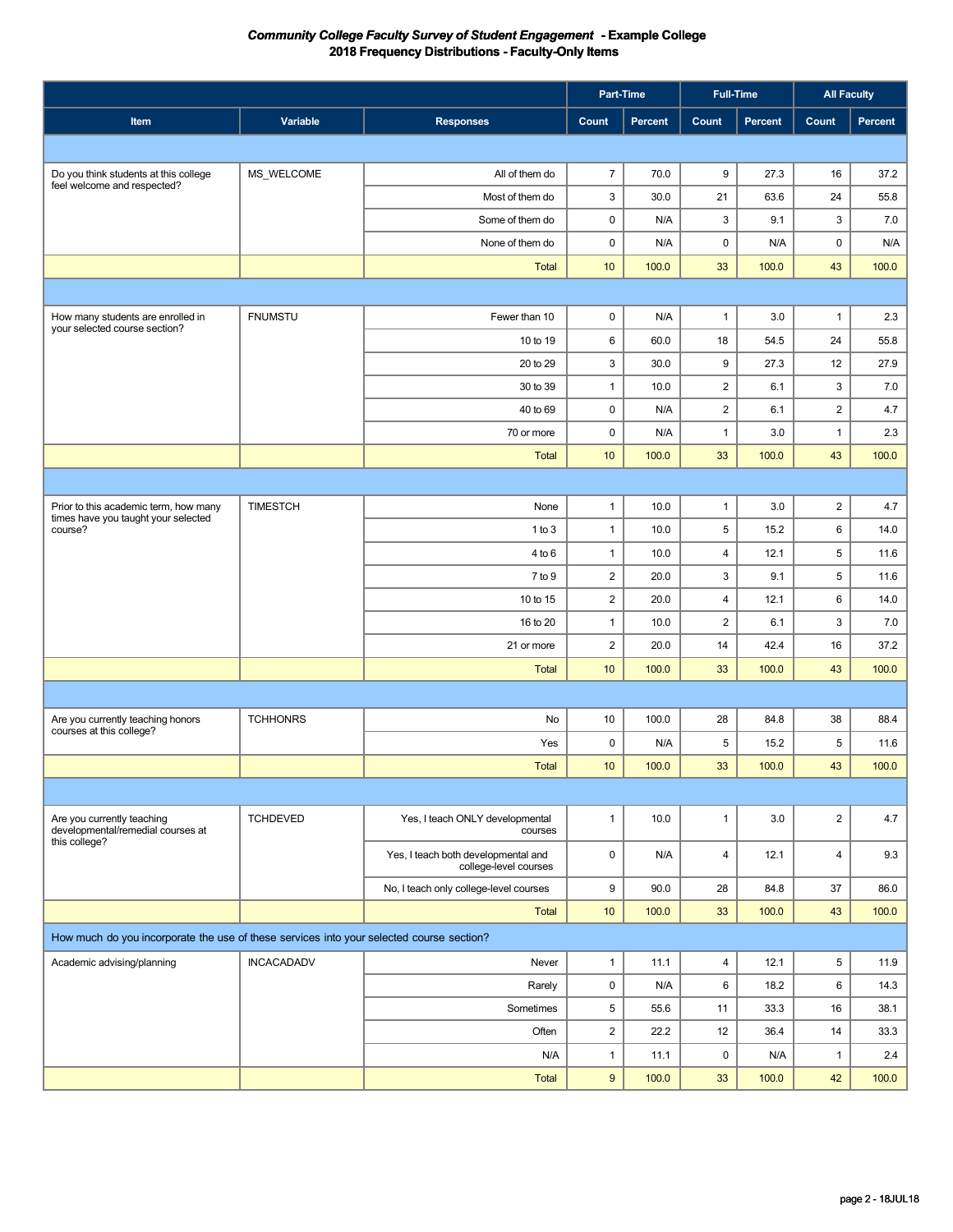# *Community College Faculty Survey of Student Engagement* - Example College

## 2018 Frequency Distributions - Faculty-Only Items

| Item | Variable | Responses | Part-Time Count | Part-Time Percent | Full-Time Count | Full-Time Percent | All Faculty Count | All Faculty Percent |
|---|---|---|---|---|---|---|---|---|
| Do you think students at this college feel welcome and respected? | MS_WELCOME | All of them do | 7 | 70.0 | 9 | 27.3 | 16 | 37.2 |
| | | Most of them do | 3 | 30.0 | 21 | 63.6 | 24 | 55.8 |
| | | Some of them do | 0 | N/A | 3 | 9.1 | 3 | 7.0 |
| | | None of them do | 0 | N/A | 0 | N/A | 0 | N/A |
| | | Total | 10 | 100.0 | 33 | 100.0 | 43 | 100.0 |
| How many students are enrolled in your selected course section? | FNUMSTU | Fewer than 10 | 0 | N/A | 1 | 3.0 | 1 | 2.3 |
| | | 10 to 19 | 6 | 60.0 | 18 | 54.5 | 24 | 55.8 |
| | | 20 to 29 | 3 | 30.0 | 9 | 27.3 | 12 | 27.9 |
| | | 30 to 39 | 1 | 10.0 | 2 | 6.1 | 3 | 7.0 |
| | | 40 to 69 | 0 | N/A | 2 | 6.1 | 2 | 4.7 |
| | | 70 or more | 0 | N/A | 1 | 3.0 | 1 | 2.3 |
| | | Total | 10 | 100.0 | 33 | 100.0 | 43 | 100.0 |
| Prior to this academic term, how many times have you taught your selected course? | TIMESTCH | None | 1 | 10.0 | 1 | 3.0 | 2 | 4.7 |
| | | 1 to 3 | 1 | 10.0 | 5 | 15.2 | 6 | 14.0 |
| | | 4 to 6 | 1 | 10.0 | 4 | 12.1 | 5 | 11.6 |
| | | 7 to 9 | 2 | 20.0 | 3 | 9.1 | 5 | 11.6 |
| | | 10 to 15 | 2 | 20.0 | 4 | 12.1 | 6 | 14.0 |
| | | 16 to 20 | 1 | 10.0 | 2 | 6.1 | 3 | 7.0 |
| | | 21 or more | 2 | 20.0 | 14 | 42.4 | 16 | 37.2 |
| | | Total | 10 | 100.0 | 33 | 100.0 | 43 | 100.0 |
| Are you currently teaching honors courses at this college? | TCHHONRS | No | 10 | 100.0 | 28 | 84.8 | 38 | 88.4 |
| | | Yes | 0 | N/A | 5 | 15.2 | 5 | 11.6 |
| | | Total | 10 | 100.0 | 33 | 100.0 | 43 | 100.0 |
| Are you currently teaching developmental/remedial courses at this college? | TCHDEVED | Yes, I teach ONLY developmental courses | 1 | 10.0 | 1 | 3.0 | 2 | 4.7 |
| | | Yes, I teach both developmental and college-level courses | 0 | N/A | 4 | 12.1 | 4 | 9.3 |
| | | No, I teach only college-level courses | 9 | 90.0 | 28 | 84.8 | 37 | 86.0 |
| | | Total | 10 | 100.0 | 33 | 100.0 | 43 | 100.0 |
| How much do you incorporate the use of these services into your selected course section? | | | | | | | | |
| Academic advising/planning | INCACADADV | Never | 1 | 11.1 | 4 | 12.1 | 5 | 11.9 |
| | | Rarely | 0 | N/A | 6 | 18.2 | 6 | 14.3 |
| | | Sometimes | 5 | 55.6 | 11 | 33.3 | 16 | 38.1 |
| | | Often | 2 | 22.2 | 12 | 36.4 | 14 | 33.3 |
| | | N/A | 1 | 11.1 | 0 | N/A | 1 | 2.4 |
| | | Total | 9 | 100.0 | 33 | 100.0 | 42 | 100.0 |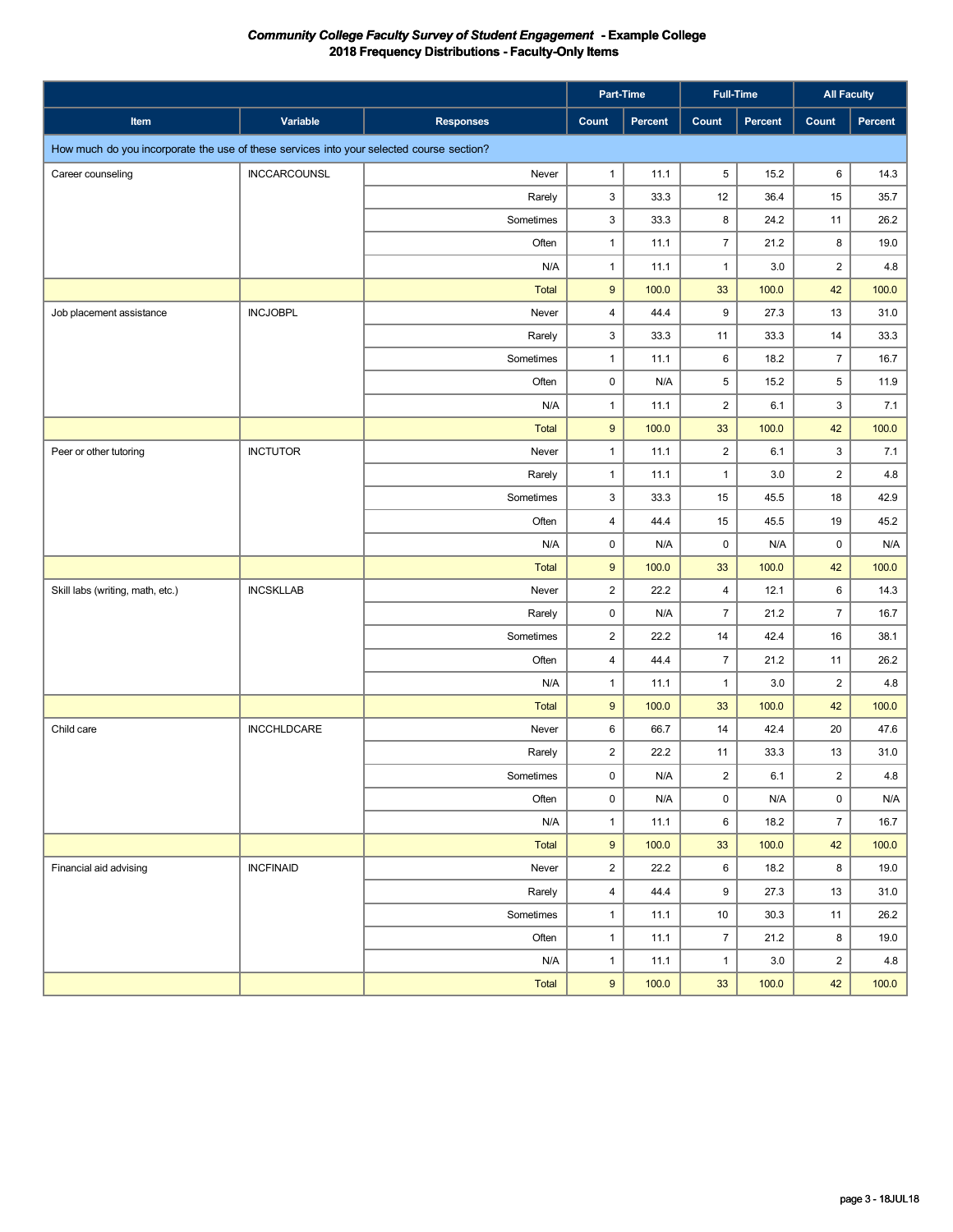# *Community College Faculty Survey of Student Engagement* - Example College

## 2018 Frequency Distributions - Faculty-Only Items

| | | | Part-Time | | Full-Time | | All Faculty | |
|---|---|---|---|---|---|---|---|---|
| Item | Variable | Responses | Count | Percent | Count | Percent | Count | Percent |
| How much do you incorporate the use of these services into your selected course section? | | | | | | | | |
| Career counseling | INCCARCOUNSL | Never | 1 | 11.1 | 5 | 15.2 | 6 | 14.3 |
| | | Rarely | 3 | 33.3 | 12 | 36.4 | 15 | 35.7 |
| | | Sometimes | 3 | 33.3 | 8 | 24.2 | 11 | 26.2 |
| | | Often | 1 | 11.1 | 7 | 21.2 | 8 | 19.0 |
| | | N/A | 1 | 11.1 | 1 | 3.0 | 2 | 4.8 |
| | | Total | 9 | 100.0 | 33 | 100.0 | 42 | 100.0 |
| Job placement assistance | INCJOBPL | Never | 4 | 44.4 | 9 | 27.3 | 13 | 31.0 |
| | | Rarely | 3 | 33.3 | 11 | 33.3 | 14 | 33.3 |
| | | Sometimes | 1 | 11.1 | 6 | 18.2 | 7 | 16.7 |
| | | Often | 0 | N/A | 5 | 15.2 | 5 | 11.9 |
| | | N/A | 1 | 11.1 | 2 | 6.1 | 3 | 7.1 |
| | | Total | 9 | 100.0 | 33 | 100.0 | 42 | 100.0 |
| Peer or other tutoring | INCTUTOR | Never | 1 | 11.1 | 2 | 6.1 | 3 | 7.1 |
| | | Rarely | 1 | 11.1 | 1 | 3.0 | 2 | 4.8 |
| | | Sometimes | 3 | 33.3 | 15 | 45.5 | 18 | 42.9 |
| | | Often | 4 | 44.4 | 15 | 45.5 | 19 | 45.2 |
| | | N/A | 0 | N/A | 0 | N/A | 0 | N/A |
| | | Total | 9 | 100.0 | 33 | 100.0 | 42 | 100.0 |
| Skill labs (writing, math, etc.) | INCSKLLAB | Never | 2 | 22.2 | 4 | 12.1 | 6 | 14.3 |
| | | Rarely | 0 | N/A | 7 | 21.2 | 7 | 16.7 |
| | | Sometimes | 2 | 22.2 | 14 | 42.4 | 16 | 38.1 |
| | | Often | 4 | 44.4 | 7 | 21.2 | 11 | 26.2 |
| | | N/A | 1 | 11.1 | 1 | 3.0 | 2 | 4.8 |
| | | Total | 9 | 100.0 | 33 | 100.0 | 42 | 100.0 |
| Child care | INCCHLDCARE | Never | 6 | 66.7 | 14 | 42.4 | 20 | 47.6 |
| | | Rarely | 2 | 22.2 | 11 | 33.3 | 13 | 31.0 |
| | | Sometimes | 0 | N/A | 2 | 6.1 | 2 | 4.8 |
| | | Often | 0 | N/A | 0 | N/A | 0 | N/A |
| | | N/A | 1 | 11.1 | 6 | 18.2 | 7 | 16.7 |
| | | Total | 9 | 100.0 | 33 | 100.0 | 42 | 100.0 |
| Financial aid advising | INCFINAID | Never | 2 | 22.2 | 6 | 18.2 | 8 | 19.0 |
| | | Rarely | 4 | 44.4 | 9 | 27.3 | 13 | 31.0 |
| | | Sometimes | 1 | 11.1 | 10 | 30.3 | 11 | 26.2 |
| | | Often | 1 | 11.1 | 7 | 21.2 | 8 | 19.0 |
| | | N/A | 1 | 11.1 | 1 | 3.0 | 2 | 4.8 |
| | | Total | 9 | 100.0 | 33 | 100.0 | 42 | 100.0 |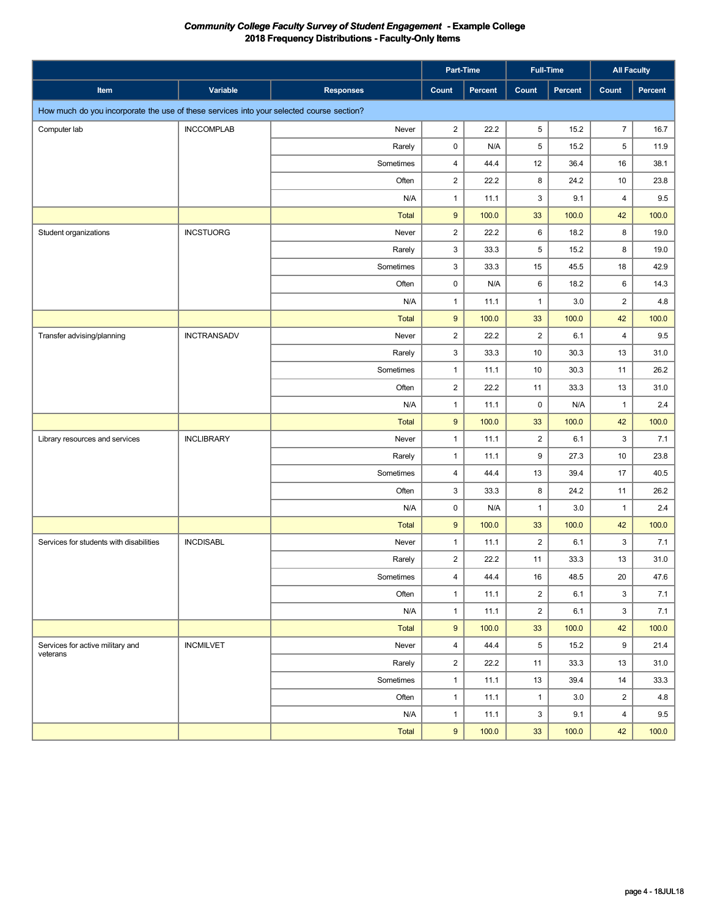**_Community College Faculty Survey of Student Engagement_ - Example College**
**2018 Frequency Distributions - Faculty-Only Items**

| | | | Part-Time | | Full-Time | | All Faculty | |
|---|---|---|---|---|---|---|---|---|
| **Item** | **Variable** | **Responses** | **Count** | **Percent** | **Count** | **Percent** | **Count** | **Percent** |
| How much do you incorporate the use of these services into your selected course section? | | | | | | | | |
| Computer lab | INCCOMPLAB | Never | 2 | 22.2 | 5 | 15.2 | 7 | 16.7 |
| | | Rarely | 0 | N/A | 5 | 15.2 | 5 | 11.9 |
| | | Sometimes | 4 | 44.4 | 12 | 36.4 | 16 | 38.1 |
| | | Often | 2 | 22.2 | 8 | 24.2 | 10 | 23.8 |
| | | N/A | 1 | 11.1 | 3 | 9.1 | 4 | 9.5 |
| | | Total | 9 | 100.0 | 33 | 100.0 | 42 | 100.0 |
| Student organizations | INCSTUORG | Never | 2 | 22.2 | 6 | 18.2 | 8 | 19.0 |
| | | Rarely | 3 | 33.3 | 5 | 15.2 | 8 | 19.0 |
| | | Sometimes | 3 | 33.3 | 15 | 45.5 | 18 | 42.9 |
| | | Often | 0 | N/A | 6 | 18.2 | 6 | 14.3 |
| | | N/A | 1 | 11.1 | 1 | 3.0 | 2 | 4.8 |
| | | Total | 9 | 100.0 | 33 | 100.0 | 42 | 100.0 |
| Transfer advising/planning | INCTRANSADV | Never | 2 | 22.2 | 2 | 6.1 | 4 | 9.5 |
| | | Rarely | 3 | 33.3 | 10 | 30.3 | 13 | 31.0 |
| | | Sometimes | 1 | 11.1 | 10 | 30.3 | 11 | 26.2 |
| | | Often | 2 | 22.2 | 11 | 33.3 | 13 | 31.0 |
| | | N/A | 1 | 11.1 | 0 | N/A | 1 | 2.4 |
| | | Total | 9 | 100.0 | 33 | 100.0 | 42 | 100.0 |
| Library resources and services | INCLIBRARY | Never | 1 | 11.1 | 2 | 6.1 | 3 | 7.1 |
| | | Rarely | 1 | 11.1 | 9 | 27.3 | 10 | 23.8 |
| | | Sometimes | 4 | 44.4 | 13 | 39.4 | 17 | 40.5 |
| | | Often | 3 | 33.3 | 8 | 24.2 | 11 | 26.2 |
| | | N/A | 0 | N/A | 1 | 3.0 | 1 | 2.4 |
| | | Total | 9 | 100.0 | 33 | 100.0 | 42 | 100.0 |
| Services for students with disabilities | INCDISABL | Never | 1 | 11.1 | 2 | 6.1 | 3 | 7.1 |
| | | Rarely | 2 | 22.2 | 11 | 33.3 | 13 | 31.0 |
| | | Sometimes | 4 | 44.4 | 16 | 48.5 | 20 | 47.6 |
| | | Often | 1 | 11.1 | 2 | 6.1 | 3 | 7.1 |
| | | N/A | 1 | 11.1 | 2 | 6.1 | 3 | 7.1 |
| | | Total | 9 | 100.0 | 33 | 100.0 | 42 | 100.0 |
| Services for active military and veterans | INCMILVET | Never | 4 | 44.4 | 5 | 15.2 | 9 | 21.4 |
| | | Rarely | 2 | 22.2 | 11 | 33.3 | 13 | 31.0 |
| | | Sometimes | 1 | 11.1 | 13 | 39.4 | 14 | 33.3 |
| | | Often | 1 | 11.1 | 1 | 3.0 | 2 | 4.8 |
| | | N/A | 1 | 11.1 | 3 | 9.1 | 4 | 9.5 |
| | | Total | 9 | 100.0 | 33 | 100.0 | 42 | 100.0 |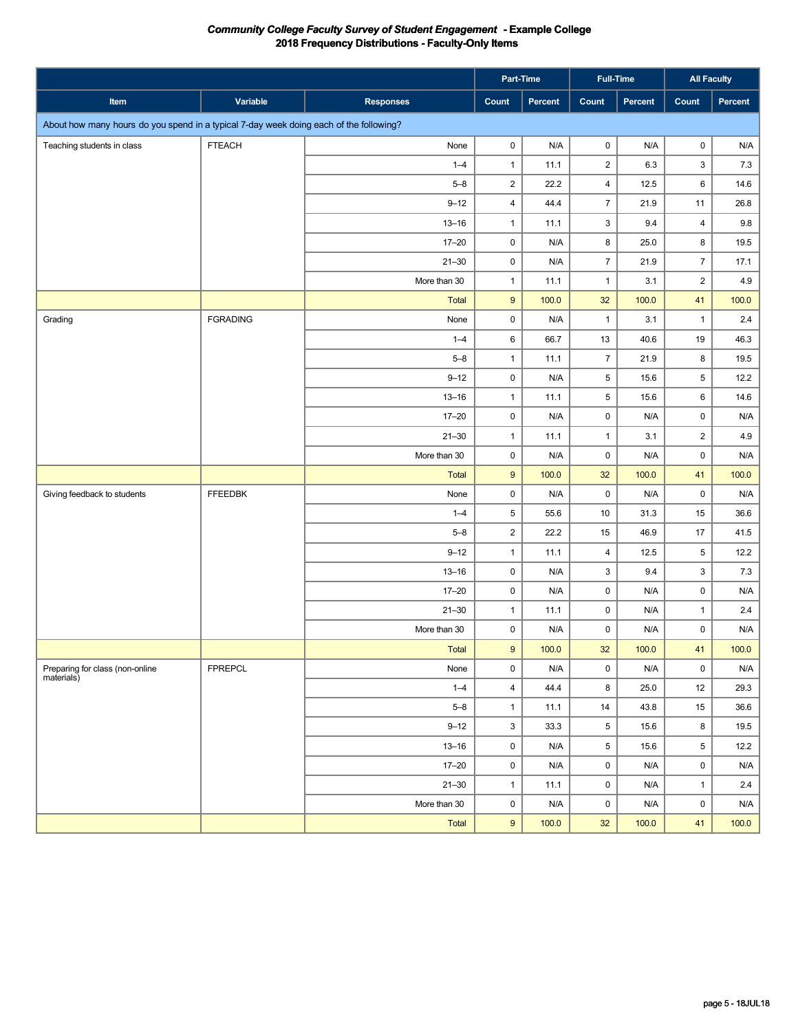***Community College Faculty Survey of Student Engagement* - Example College**
**2018 Frequency Distributions - Faculty-Only Items**

| | | | Part-Time | | Full-Time | | All Faculty | |
|---|---|---|---|---|---|---|---|---|
| **Item** | **Variable** | **Responses** | **Count** | **Percent** | **Count** | **Percent** | **Count** | **Percent** |
| About how many hours do you spend in a typical 7-day week doing each of the following? | | | | | | | | |
| Teaching students in class | FTEACH | None | 0 | N/A | 0 | N/A | 0 | N/A |
| | | 1–4 | 1 | 11.1 | 2 | 6.3 | 3 | 7.3 |
| | | 5–8 | 2 | 22.2 | 4 | 12.5 | 6 | 14.6 |
| | | 9–12 | 4 | 44.4 | 7 | 21.9 | 11 | 26.8 |
| | | 13–16 | 1 | 11.1 | 3 | 9.4 | 4 | 9.8 |
| | | 17–20 | 0 | N/A | 8 | 25.0 | 8 | 19.5 |
| | | 21–30 | 0 | N/A | 7 | 21.9 | 7 | 17.1 |
| | | More than 30 | 1 | 11.1 | 1 | 3.1 | 2 | 4.9 |
| | | Total | 9 | 100.0 | 32 | 100.0 | 41 | 100.0 |
| Grading | FGRADING | None | 0 | N/A | 1 | 3.1 | 1 | 2.4 |
| | | 1–4 | 6 | 66.7 | 13 | 40.6 | 19 | 46.3 |
| | | 5–8 | 1 | 11.1 | 7 | 21.9 | 8 | 19.5 |
| | | 9–12 | 0 | N/A | 5 | 15.6 | 5 | 12.2 |
| | | 13–16 | 1 | 11.1 | 5 | 15.6 | 6 | 14.6 |
| | | 17–20 | 0 | N/A | 0 | N/A | 0 | N/A |
| | | 21–30 | 1 | 11.1 | 1 | 3.1 | 2 | 4.9 |
| | | More than 30 | 0 | N/A | 0 | N/A | 0 | N/A |
| | | Total | 9 | 100.0 | 32 | 100.0 | 41 | 100.0 |
| Giving feedback to students | FFEEDBK | None | 0 | N/A | 0 | N/A | 0 | N/A |
| | | 1–4 | 5 | 55.6 | 10 | 31.3 | 15 | 36.6 |
| | | 5–8 | 2 | 22.2 | 15 | 46.9 | 17 | 41.5 |
| | | 9–12 | 1 | 11.1 | 4 | 12.5 | 5 | 12.2 |
| | | 13–16 | 0 | N/A | 3 | 9.4 | 3 | 7.3 |
| | | 17–20 | 0 | N/A | 0 | N/A | 0 | N/A |
| | | 21–30 | 1 | 11.1 | 0 | N/A | 1 | 2.4 |
| | | More than 30 | 0 | N/A | 0 | N/A | 0 | N/A |
| | | Total | 9 | 100.0 | 32 | 100.0 | 41 | 100.0 |
| Preparing for class (non-online materials) | FPREPCL | None | 0 | N/A | 0 | N/A | 0 | N/A |
| | | 1–4 | 4 | 44.4 | 8 | 25.0 | 12 | 29.3 |
| | | 5–8 | 1 | 11.1 | 14 | 43.8 | 15 | 36.6 |
| | | 9–12 | 3 | 33.3 | 5 | 15.6 | 8 | 19.5 |
| | | 13–16 | 0 | N/A | 5 | 15.6 | 5 | 12.2 |
| | | 17–20 | 0 | N/A | 0 | N/A | 0 | N/A |
| | | 21–30 | 1 | 11.1 | 0 | N/A | 1 | 2.4 |
| | | More than 30 | 0 | N/A | 0 | N/A | 0 | N/A |
| | | Total | 9 | 100.0 | 32 | 100.0 | 41 | 100.0 |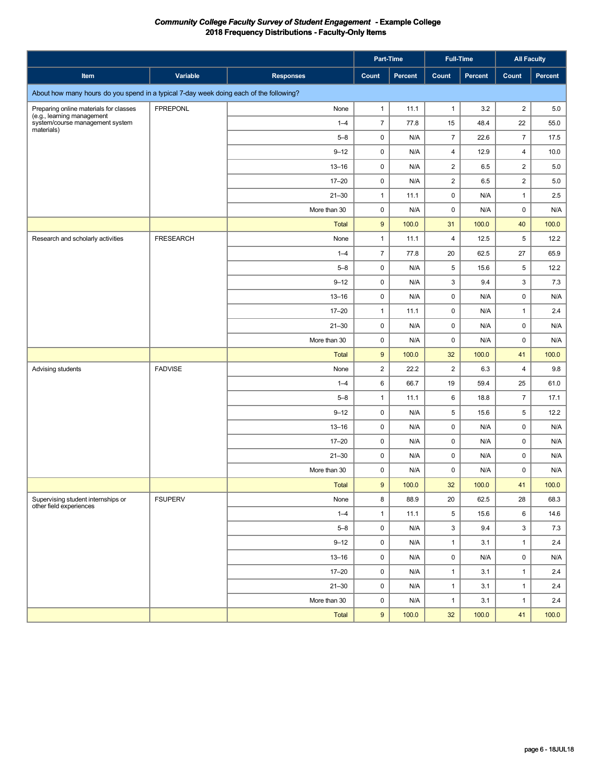***Community College Faculty Survey of Student Engagement* - Example College**
**2018 Frequency Distributions - Faculty-Only Items**

| | | | Part-Time | | Full-Time | | All Faculty | |
|---|---|---|---|---|---|---|---|---|
| Item | Variable | Responses | Count | Percent | Count | Percent | Count | Percent |
| About how many hours do you spend in a typical 7-day week doing each of the following? | | | | | | | | |
| Preparing online materials for classes (e.g., learning management system/course management system materials) | FPREPONL | None | 1 | 11.1 | 1 | 3.2 | 2 | 5.0 |
| | | 1–4 | 7 | 77.8 | 15 | 48.4 | 22 | 55.0 |
| | | 5–8 | 0 | N/A | 7 | 22.6 | 7 | 17.5 |
| | | 9–12 | 0 | N/A | 4 | 12.9 | 4 | 10.0 |
| | | 13–16 | 0 | N/A | 2 | 6.5 | 2 | 5.0 |
| | | 17–20 | 0 | N/A | 2 | 6.5 | 2 | 5.0 |
| | | 21–30 | 1 | 11.1 | 0 | N/A | 1 | 2.5 |
| | | More than 30 | 0 | N/A | 0 | N/A | 0 | N/A |
| | | Total | 9 | 100.0 | 31 | 100.0 | 40 | 100.0 |
| Research and scholarly activities | FRESEARCH | None | 1 | 11.1 | 4 | 12.5 | 5 | 12.2 |
| | | 1–4 | 7 | 77.8 | 20 | 62.5 | 27 | 65.9 |
| | | 5–8 | 0 | N/A | 5 | 15.6 | 5 | 12.2 |
| | | 9–12 | 0 | N/A | 3 | 9.4 | 3 | 7.3 |
| | | 13–16 | 0 | N/A | 0 | N/A | 0 | N/A |
| | | 17–20 | 1 | 11.1 | 0 | N/A | 1 | 2.4 |
| | | 21–30 | 0 | N/A | 0 | N/A | 0 | N/A |
| | | More than 30 | 0 | N/A | 0 | N/A | 0 | N/A |
| | | Total | 9 | 100.0 | 32 | 100.0 | 41 | 100.0 |
| Advising students | FADVISE | None | 2 | 22.2 | 2 | 6.3 | 4 | 9.8 |
| | | 1–4 | 6 | 66.7 | 19 | 59.4 | 25 | 61.0 |
| | | 5–8 | 1 | 11.1 | 6 | 18.8 | 7 | 17.1 |
| | | 9–12 | 0 | N/A | 5 | 15.6 | 5 | 12.2 |
| | | 13–16 | 0 | N/A | 0 | N/A | 0 | N/A |
| | | 17–20 | 0 | N/A | 0 | N/A | 0 | N/A |
| | | 21–30 | 0 | N/A | 0 | N/A | 0 | N/A |
| | | More than 30 | 0 | N/A | 0 | N/A | 0 | N/A |
| | | Total | 9 | 100.0 | 32 | 100.0 | 41 | 100.0 |
| Supervising student internships or other field experiences | FSUPERV | None | 8 | 88.9 | 20 | 62.5 | 28 | 68.3 |
| | | 1–4 | 1 | 11.1 | 5 | 15.6 | 6 | 14.6 |
| | | 5–8 | 0 | N/A | 3 | 9.4 | 3 | 7.3 |
| | | 9–12 | 0 | N/A | 1 | 3.1 | 1 | 2.4 |
| | | 13–16 | 0 | N/A | 0 | N/A | 0 | N/A |
| | | 17–20 | 0 | N/A | 1 | 3.1 | 1 | 2.4 |
| | | 21–30 | 0 | N/A | 1 | 3.1 | 1 | 2.4 |
| | | More than 30 | 0 | N/A | 1 | 3.1 | 1 | 2.4 |
| | | Total | 9 | 100.0 | 32 | 100.0 | 41 | 100.0 |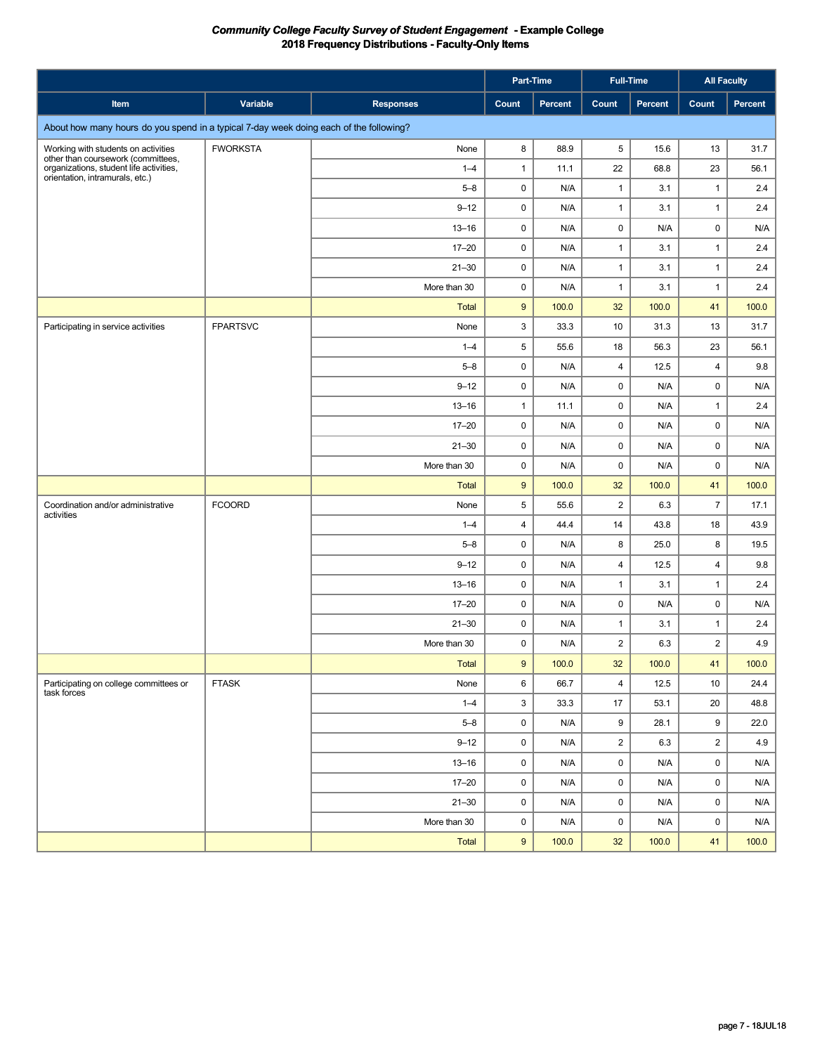***Community College Faculty Survey of Student Engagement* - Example College**
**2018 Frequency Distributions - Faculty-Only Items**

| | | | Part-Time | | Full-Time | | All Faculty | |
|---|---|---|---|---|---|---|---|---|
| **Item** | **Variable** | **Responses** | **Count** | **Percent** | **Count** | **Percent** | **Count** | **Percent** |
| About how many hours do you spend in a typical 7-day week doing each of the following? | | | | | | | | |
| Working with students on activities other than coursework (committees, organizations, student life activities, orientation, intramurals, etc.) | FWORKSTA | None | 8 | 88.9 | 5 | 15.6 | 13 | 31.7 |
| | | 1–4 | 1 | 11.1 | 22 | 68.8 | 23 | 56.1 |
| | | 5–8 | 0 | N/A | 1 | 3.1 | 1 | 2.4 |
| | | 9–12 | 0 | N/A | 1 | 3.1 | 1 | 2.4 |
| | | 13–16 | 0 | N/A | 0 | N/A | 0 | N/A |
| | | 17–20 | 0 | N/A | 1 | 3.1 | 1 | 2.4 |
| | | 21–30 | 0 | N/A | 1 | 3.1 | 1 | 2.4 |
| | | More than 30 | 0 | N/A | 1 | 3.1 | 1 | 2.4 |
| | | Total | 9 | 100.0 | 32 | 100.0 | 41 | 100.0 |
| Participating in service activities | FPARTSVC | None | 3 | 33.3 | 10 | 31.3 | 13 | 31.7 |
| | | 1–4 | 5 | 55.6 | 18 | 56.3 | 23 | 56.1 |
| | | 5–8 | 0 | N/A | 4 | 12.5 | 4 | 9.8 |
| | | 9–12 | 0 | N/A | 0 | N/A | 0 | N/A |
| | | 13–16 | 1 | 11.1 | 0 | N/A | 1 | 2.4 |
| | | 17–20 | 0 | N/A | 0 | N/A | 0 | N/A |
| | | 21–30 | 0 | N/A | 0 | N/A | 0 | N/A |
| | | More than 30 | 0 | N/A | 0 | N/A | 0 | N/A |
| | | Total | 9 | 100.0 | 32 | 100.0 | 41 | 100.0 |
| Coordination and/or administrative activities | FCOORD | None | 5 | 55.6 | 2 | 6.3 | 7 | 17.1 |
| | | 1–4 | 4 | 44.4 | 14 | 43.8 | 18 | 43.9 |
| | | 5–8 | 0 | N/A | 8 | 25.0 | 8 | 19.5 |
| | | 9–12 | 0 | N/A | 4 | 12.5 | 4 | 9.8 |
| | | 13–16 | 0 | N/A | 1 | 3.1 | 1 | 2.4 |
| | | 17–20 | 0 | N/A | 0 | N/A | 0 | N/A |
| | | 21–30 | 0 | N/A | 1 | 3.1 | 1 | 2.4 |
| | | More than 30 | 0 | N/A | 2 | 6.3 | 2 | 4.9 |
| | | Total | 9 | 100.0 | 32 | 100.0 | 41 | 100.0 |
| Participating on college committees or task forces | FTASK | None | 6 | 66.7 | 4 | 12.5 | 10 | 24.4 |
| | | 1–4 | 3 | 33.3 | 17 | 53.1 | 20 | 48.8 |
| | | 5–8 | 0 | N/A | 9 | 28.1 | 9 | 22.0 |
| | | 9–12 | 0 | N/A | 2 | 6.3 | 2 | 4.9 |
| | | 13–16 | 0 | N/A | 0 | N/A | 0 | N/A |
| | | 17–20 | 0 | N/A | 0 | N/A | 0 | N/A |
| | | 21–30 | 0 | N/A | 0 | N/A | 0 | N/A |
| | | More than 30 | 0 | N/A | 0 | N/A | 0 | N/A |
| | | Total | 9 | 100.0 | 32 | 100.0 | 41 | 100.0 |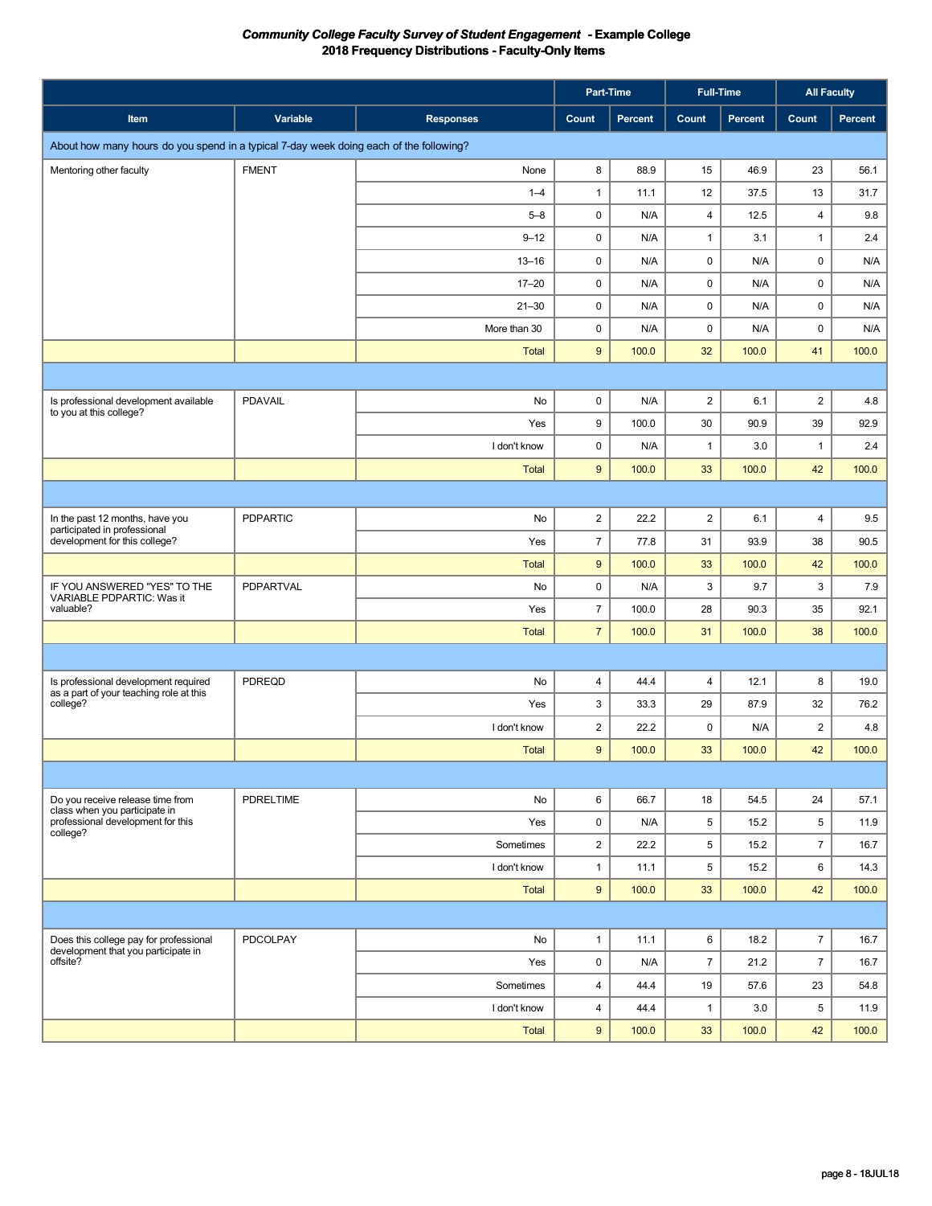# *Community College Faculty Survey of Student Engagement* - Example College
## 2018 Frequency Distributions - Faculty-Only Items

| Item | Variable | Responses | Part-Time | | Full-Time | | All Faculty | |
|---|---|---|---|---|---|---|---|---|
| | | | Count | Percent | Count | Percent | Count | Percent |
| About how many hours do you spend in a typical 7-day week doing each of the following? | | | | | | | | |
| Mentoring other faculty | FMENT | None | 8 | 88.9 | 15 | 46.9 | 23 | 56.1 |
| | | 1–4 | 1 | 11.1 | 12 | 37.5 | 13 | 31.7 |
| | | 5–8 | 0 | N/A | 4 | 12.5 | 4 | 9.8 |
| | | 9–12 | 0 | N/A | 1 | 3.1 | 1 | 2.4 |
| | | 13–16 | 0 | N/A | 0 | N/A | 0 | N/A |
| | | 17–20 | 0 | N/A | 0 | N/A | 0 | N/A |
| | | 21–30 | 0 | N/A | 0 | N/A | 0 | N/A |
| | | More than 30 | 0 | N/A | 0 | N/A | 0 | N/A |
| | | Total | 9 | 100.0 | 32 | 100.0 | 41 | 100.0 |
| Is professional development available to you at this college? | PDAVAIL | No | 0 | N/A | 2 | 6.1 | 2 | 4.8 |
| | | Yes | 9 | 100.0 | 30 | 90.9 | 39 | 92.9 |
| | | I don't know | 0 | N/A | 1 | 3.0 | 1 | 2.4 |
| | | Total | 9 | 100.0 | 33 | 100.0 | 42 | 100.0 |
| In the past 12 months, have you participated in professional development for this college? | PDPARTIC | No | 2 | 22.2 | 2 | 6.1 | 4 | 9.5 |
| | | Yes | 7 | 77.8 | 31 | 93.9 | 38 | 90.5 |
| | | Total | 9 | 100.0 | 33 | 100.0 | 42 | 100.0 |
| IF YOU ANSWERED "YES" TO THE VARIABLE PDPARTIC: Was it valuable? | PDPARTVAL | No | 0 | N/A | 3 | 9.7 | 3 | 7.9 |
| | | Yes | 7 | 100.0 | 28 | 90.3 | 35 | 92.1 |
| | | Total | 7 | 100.0 | 31 | 100.0 | 38 | 100.0 |
| Is professional development required as a part of your teaching role at this college? | PDREQD | No | 4 | 44.4 | 4 | 12.1 | 8 | 19.0 |
| | | Yes | 3 | 33.3 | 29 | 87.9 | 32 | 76.2 |
| | | I don't know | 2 | 22.2 | 0 | N/A | 2 | 4.8 |
| | | Total | 9 | 100.0 | 33 | 100.0 | 42 | 100.0 |
| Do you receive release time from class when you participate in professional development for this college? | PDRELTIME | No | 6 | 66.7 | 18 | 54.5 | 24 | 57.1 |
| | | Yes | 0 | N/A | 5 | 15.2 | 5 | 11.9 |
| | | Sometimes | 2 | 22.2 | 5 | 15.2 | 7 | 16.7 |
| | | I don't know | 1 | 11.1 | 5 | 15.2 | 6 | 14.3 |
| | | Total | 9 | 100.0 | 33 | 100.0 | 42 | 100.0 |
| Does this college pay for professional development that you participate in offsite? | PDCOLPAY | No | 1 | 11.1 | 6 | 18.2 | 7 | 16.7 |
| | | Yes | 0 | N/A | 7 | 21.2 | 7 | 16.7 |
| | | Sometimes | 4 | 44.4 | 19 | 57.6 | 23 | 54.8 |
| | | I don't know | 4 | 44.4 | 1 | 3.0 | 5 | 11.9 |
| | | Total | 9 | 100.0 | 33 | 100.0 | 42 | 100.0 |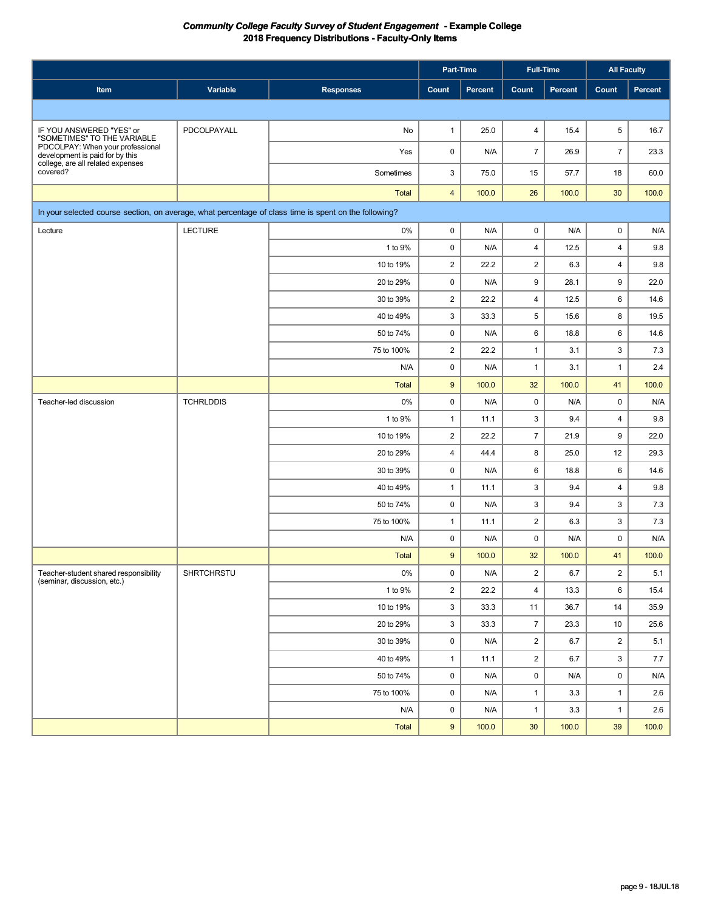***Community College Faculty Survey of Student Engagement* - Example College**
**2018 Frequency Distributions - Faculty-Only Items**

| Item | Variable | Responses | Part-Time Count | Part-Time Percent | Full-Time Count | Full-Time Percent | All Faculty Count | All Faculty Percent |
|---|---|---|---|---|---|---|---|---|
| IF YOU ANSWERED "YES" or "SOMETIMES" TO THE VARIABLE PDCOLPAY: When your professional development is paid for by this college, are all related expenses covered? | PDCOLPAYALL | No | 1 | 25.0 | 4 | 15.4 | 5 | 16.7 |
| | | Yes | 0 | N/A | 7 | 26.9 | 7 | 23.3 |
| | | Sometimes | 3 | 75.0 | 15 | 57.7 | 18 | 60.0 |
| | | Total | 4 | 100.0 | 26 | 100.0 | 30 | 100.0 |
| In your selected course section, on average, what percentage of class time is spent on the following? | | | | | | | | |
| Lecture | LECTURE | 0% | 0 | N/A | 0 | N/A | 0 | N/A |
| | | 1 to 9% | 0 | N/A | 4 | 12.5 | 4 | 9.8 |
| | | 10 to 19% | 2 | 22.2 | 2 | 6.3 | 4 | 9.8 |
| | | 20 to 29% | 0 | N/A | 9 | 28.1 | 9 | 22.0 |
| | | 30 to 39% | 2 | 22.2 | 4 | 12.5 | 6 | 14.6 |
| | | 40 to 49% | 3 | 33.3 | 5 | 15.6 | 8 | 19.5 |
| | | 50 to 74% | 0 | N/A | 6 | 18.8 | 6 | 14.6 |
| | | 75 to 100% | 2 | 22.2 | 1 | 3.1 | 3 | 7.3 |
| | | N/A | 0 | N/A | 1 | 3.1 | 1 | 2.4 |
| | | Total | 9 | 100.0 | 32 | 100.0 | 41 | 100.0 |
| Teacher-led discussion | TCHRLDDIS | 0% | 0 | N/A | 0 | N/A | 0 | N/A |
| | | 1 to 9% | 1 | 11.1 | 3 | 9.4 | 4 | 9.8 |
| | | 10 to 19% | 2 | 22.2 | 7 | 21.9 | 9 | 22.0 |
| | | 20 to 29% | 4 | 44.4 | 8 | 25.0 | 12 | 29.3 |
| | | 30 to 39% | 0 | N/A | 6 | 18.8 | 6 | 14.6 |
| | | 40 to 49% | 1 | 11.1 | 3 | 9.4 | 4 | 9.8 |
| | | 50 to 74% | 0 | N/A | 3 | 9.4 | 3 | 7.3 |
| | | 75 to 100% | 1 | 11.1 | 2 | 6.3 | 3 | 7.3 |
| | | N/A | 0 | N/A | 0 | N/A | 0 | N/A |
| | | Total | 9 | 100.0 | 32 | 100.0 | 41 | 100.0 |
| Teacher-student shared responsibility (seminar, discussion, etc.) | SHRTCHRSTU | 0% | 0 | N/A | 2 | 6.7 | 2 | 5.1 |
| | | 1 to 9% | 2 | 22.2 | 4 | 13.3 | 6 | 15.4 |
| | | 10 to 19% | 3 | 33.3 | 11 | 36.7 | 14 | 35.9 |
| | | 20 to 29% | 3 | 33.3 | 7 | 23.3 | 10 | 25.6 |
| | | 30 to 39% | 0 | N/A | 2 | 6.7 | 2 | 5.1 |
| | | 40 to 49% | 1 | 11.1 | 2 | 6.7 | 3 | 7.7 |
| | | 50 to 74% | 0 | N/A | 0 | N/A | 0 | N/A |
| | | 75 to 100% | 0 | N/A | 1 | 3.3 | 1 | 2.6 |
| | | N/A | 0 | N/A | 1 | 3.3 | 1 | 2.6 |
| | | Total | 9 | 100.0 | 30 | 100.0 | 39 | 100.0 |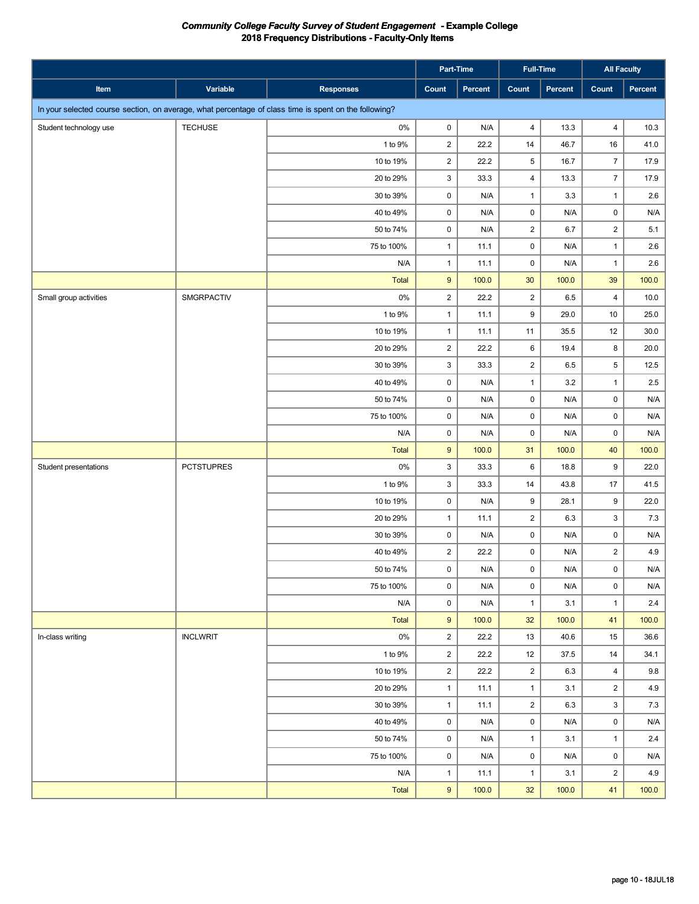## *Community College Faculty Survey of Student Engagement* - Example College
## 2018 Frequency Distributions - Faculty-Only Items

| | | | Part-Time | | Full-Time | | All Faculty | |
|---|---|---|---|---|---|---|---|---|
| Item | Variable | Responses | Count | Percent | Count | Percent | Count | Percent |
| In your selected course section, on average, what percentage of class time is spent on the following? | | | | | | | | |
| Student technology use | TECHUSE | 0% | 0 | N/A | 4 | 13.3 | 4 | 10.3 |
| | | 1 to 9% | 2 | 22.2 | 14 | 46.7 | 16 | 41.0 |
| | | 10 to 19% | 2 | 22.2 | 5 | 16.7 | 7 | 17.9 |
| | | 20 to 29% | 3 | 33.3 | 4 | 13.3 | 7 | 17.9 |
| | | 30 to 39% | 0 | N/A | 1 | 3.3 | 1 | 2.6 |
| | | 40 to 49% | 0 | N/A | 0 | N/A | 0 | N/A |
| | | 50 to 74% | 0 | N/A | 2 | 6.7 | 2 | 5.1 |
| | | 75 to 100% | 1 | 11.1 | 0 | N/A | 1 | 2.6 |
| | | N/A | 1 | 11.1 | 0 | N/A | 1 | 2.6 |
| | | Total | 9 | 100.0 | 30 | 100.0 | 39 | 100.0 |
| Small group activities | SMGRPACTIV | 0% | 2 | 22.2 | 2 | 6.5 | 4 | 10.0 |
| | | 1 to 9% | 1 | 11.1 | 9 | 29.0 | 10 | 25.0 |
| | | 10 to 19% | 1 | 11.1 | 11 | 35.5 | 12 | 30.0 |
| | | 20 to 29% | 2 | 22.2 | 6 | 19.4 | 8 | 20.0 |
| | | 30 to 39% | 3 | 33.3 | 2 | 6.5 | 5 | 12.5 |
| | | 40 to 49% | 0 | N/A | 1 | 3.2 | 1 | 2.5 |
| | | 50 to 74% | 0 | N/A | 0 | N/A | 0 | N/A |
| | | 75 to 100% | 0 | N/A | 0 | N/A | 0 | N/A |
| | | N/A | 0 | N/A | 0 | N/A | 0 | N/A |
| | | Total | 9 | 100.0 | 31 | 100.0 | 40 | 100.0 |
| Student presentations | PCTSTUPRES | 0% | 3 | 33.3 | 6 | 18.8 | 9 | 22.0 |
| | | 1 to 9% | 3 | 33.3 | 14 | 43.8 | 17 | 41.5 |
| | | 10 to 19% | 0 | N/A | 9 | 28.1 | 9 | 22.0 |
| | | 20 to 29% | 1 | 11.1 | 2 | 6.3 | 3 | 7.3 |
| | | 30 to 39% | 0 | N/A | 0 | N/A | 0 | N/A |
| | | 40 to 49% | 2 | 22.2 | 0 | N/A | 2 | 4.9 |
| | | 50 to 74% | 0 | N/A | 0 | N/A | 0 | N/A |
| | | 75 to 100% | 0 | N/A | 0 | N/A | 0 | N/A |
| | | N/A | 0 | N/A | 1 | 3.1 | 1 | 2.4 |
| | | Total | 9 | 100.0 | 32 | 100.0 | 41 | 100.0 |
| In-class writing | INCLWRIT | 0% | 2 | 22.2 | 13 | 40.6 | 15 | 36.6 |
| | | 1 to 9% | 2 | 22.2 | 12 | 37.5 | 14 | 34.1 |
| | | 10 to 19% | 2 | 22.2 | 2 | 6.3 | 4 | 9.8 |
| | | 20 to 29% | 1 | 11.1 | 1 | 3.1 | 2 | 4.9 |
| | | 30 to 39% | 1 | 11.1 | 2 | 6.3 | 3 | 7.3 |
| | | 40 to 49% | 0 | N/A | 0 | N/A | 0 | N/A |
| | | 50 to 74% | 0 | N/A | 1 | 3.1 | 1 | 2.4 |
| | | 75 to 100% | 0 | N/A | 0 | N/A | 0 | N/A |
| | | N/A | 1 | 11.1 | 1 | 3.1 | 2 | 4.9 |
| | | Total | 9 | 100.0 | 32 | 100.0 | 41 | 100.0 |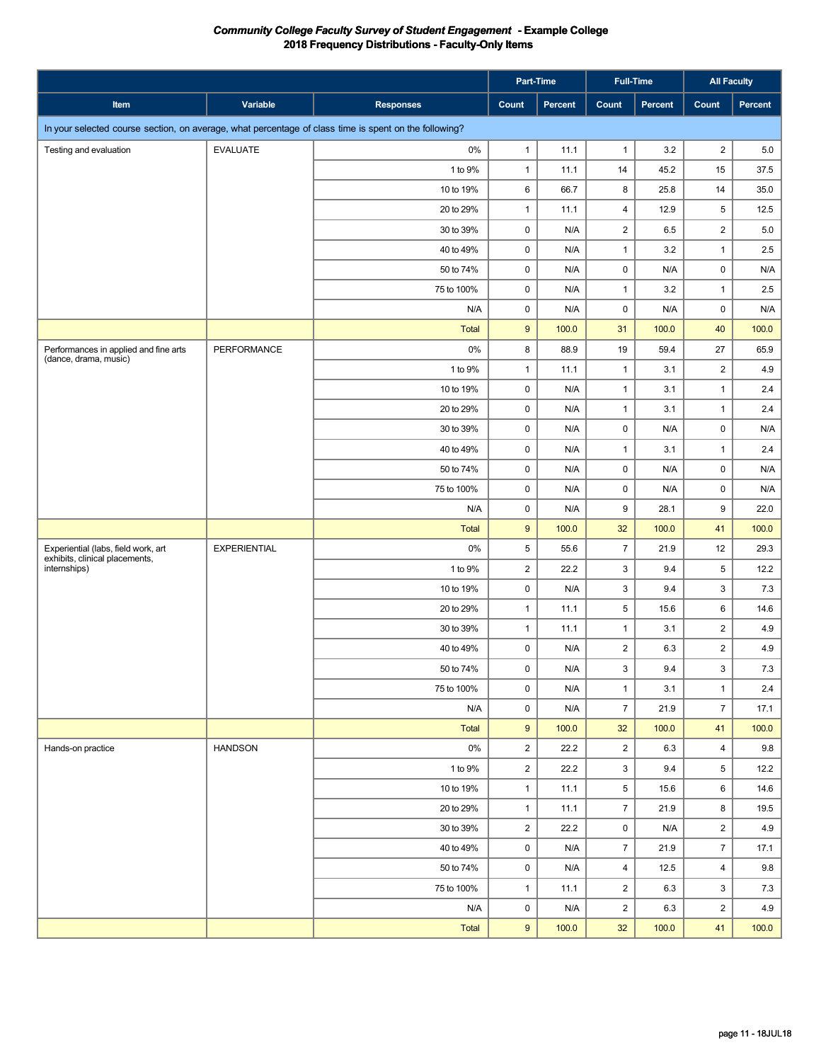***Community College Faculty Survey of Student Engagement* - Example College**
**2018 Frequency Distributions - Faculty-Only Items**

| | | | Part-Time | | Full-Time | | All Faculty | |
|---|---|---|---|---|---|---|---|---|
| Item | Variable | Responses | Count | Percent | Count | Percent | Count | Percent |
| In your selected course section, on average, what percentage of class time is spent on the following? | | | | | | | | |
| Testing and evaluation | EVALUATE | 0% | 1 | 11.1 | 1 | 3.2 | 2 | 5.0 |
| | | 1 to 9% | 1 | 11.1 | 14 | 45.2 | 15 | 37.5 |
| | | 10 to 19% | 6 | 66.7 | 8 | 25.8 | 14 | 35.0 |
| | | 20 to 29% | 1 | 11.1 | 4 | 12.9 | 5 | 12.5 |
| | | 30 to 39% | 0 | N/A | 2 | 6.5 | 2 | 5.0 |
| | | 40 to 49% | 0 | N/A | 1 | 3.2 | 1 | 2.5 |
| | | 50 to 74% | 0 | N/A | 0 | N/A | 0 | N/A |
| | | 75 to 100% | 0 | N/A | 1 | 3.2 | 1 | 2.5 |
| | | N/A | 0 | N/A | 0 | N/A | 0 | N/A |
| | | Total | 9 | 100.0 | 31 | 100.0 | 40 | 100.0 |
| Performances in applied and fine arts (dance, drama, music) | PERFORMANCE | 0% | 8 | 88.9 | 19 | 59.4 | 27 | 65.9 |
| | | 1 to 9% | 1 | 11.1 | 1 | 3.1 | 2 | 4.9 |
| | | 10 to 19% | 0 | N/A | 1 | 3.1 | 1 | 2.4 |
| | | 20 to 29% | 0 | N/A | 1 | 3.1 | 1 | 2.4 |
| | | 30 to 39% | 0 | N/A | 0 | N/A | 0 | N/A |
| | | 40 to 49% | 0 | N/A | 1 | 3.1 | 1 | 2.4 |
| | | 50 to 74% | 0 | N/A | 0 | N/A | 0 | N/A |
| | | 75 to 100% | 0 | N/A | 0 | N/A | 0 | N/A |
| | | N/A | 0 | N/A | 9 | 28.1 | 9 | 22.0 |
| | | Total | 9 | 100.0 | 32 | 100.0 | 41 | 100.0 |
| Experiential (labs, field work, art exhibits, clinical placements, internships) | EXPERIENTIAL | 0% | 5 | 55.6 | 7 | 21.9 | 12 | 29.3 |
| | | 1 to 9% | 2 | 22.2 | 3 | 9.4 | 5 | 12.2 |
| | | 10 to 19% | 0 | N/A | 3 | 9.4 | 3 | 7.3 |
| | | 20 to 29% | 1 | 11.1 | 5 | 15.6 | 6 | 14.6 |
| | | 30 to 39% | 1 | 11.1 | 1 | 3.1 | 2 | 4.9 |
| | | 40 to 49% | 0 | N/A | 2 | 6.3 | 2 | 4.9 |
| | | 50 to 74% | 0 | N/A | 3 | 9.4 | 3 | 7.3 |
| | | 75 to 100% | 0 | N/A | 1 | 3.1 | 1 | 2.4 |
| | | N/A | 0 | N/A | 7 | 21.9 | 7 | 17.1 |
| | | Total | 9 | 100.0 | 32 | 100.0 | 41 | 100.0 |
| Hands-on practice | HANDSON | 0% | 2 | 22.2 | 2 | 6.3 | 4 | 9.8 |
| | | 1 to 9% | 2 | 22.2 | 3 | 9.4 | 5 | 12.2 |
| | | 10 to 19% | 1 | 11.1 | 5 | 15.6 | 6 | 14.6 |
| | | 20 to 29% | 1 | 11.1 | 7 | 21.9 | 8 | 19.5 |
| | | 30 to 39% | 2 | 22.2 | 0 | N/A | 2 | 4.9 |
| | | 40 to 49% | 0 | N/A | 7 | 21.9 | 7 | 17.1 |
| | | 50 to 74% | 0 | N/A | 4 | 12.5 | 4 | 9.8 |
| | | 75 to 100% | 1 | 11.1 | 2 | 6.3 | 3 | 7.3 |
| | | N/A | 0 | N/A | 2 | 6.3 | 2 | 4.9 |
| | | Total | 9 | 100.0 | 32 | 100.0 | 41 | 100.0 |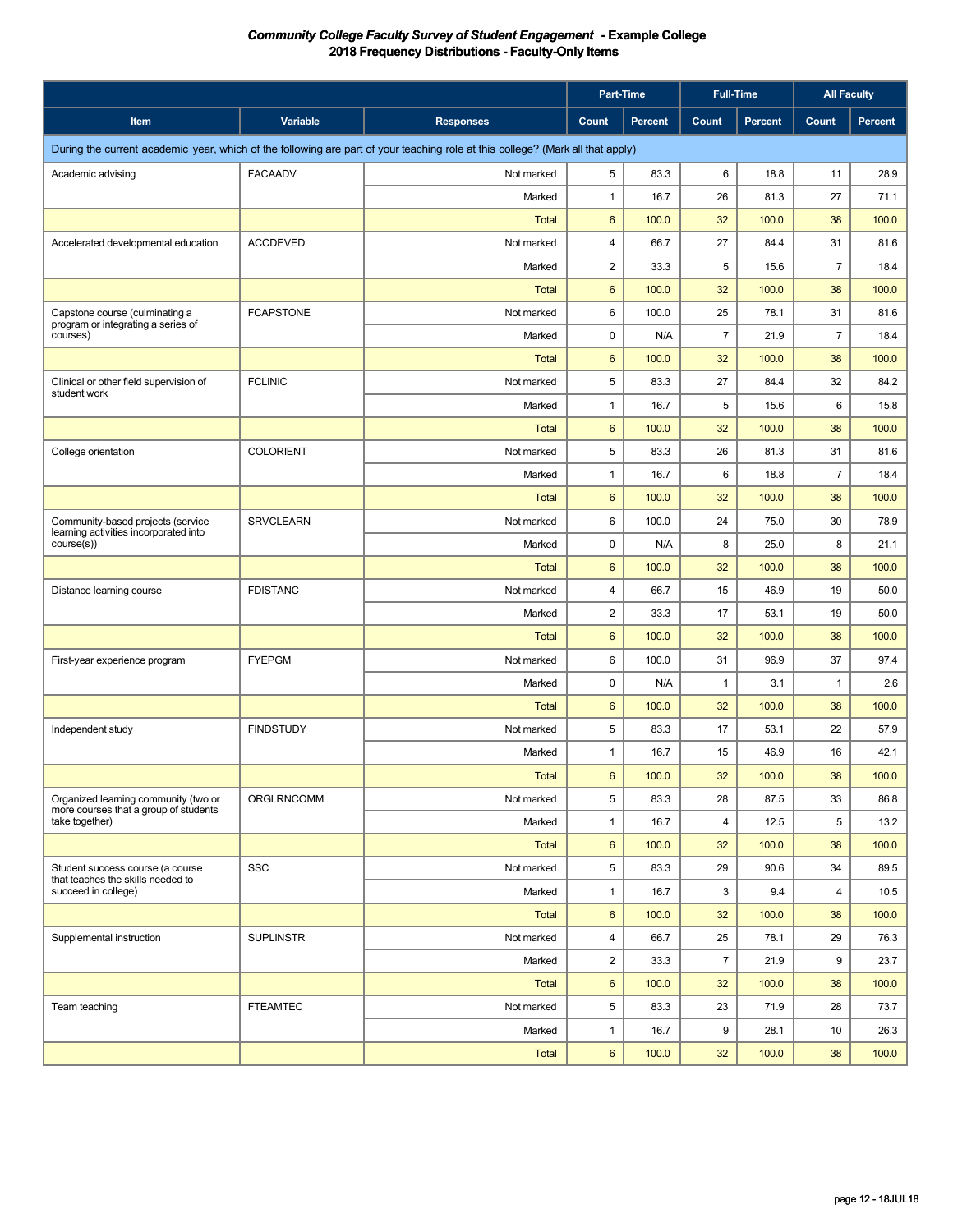***Community College Faculty Survey of Student Engagement*  - Example College**
**2018 Frequency Distributions - Faculty-Only Items**

| | | | Part-Time | | Full-Time | | All Faculty | |
|---|---|---|---|---|---|---|---|---|
| **Item** | **Variable** | **Responses** | **Count** | **Percent** | **Count** | **Percent** | **Count** | **Percent** |
| During the current academic year, which of the following are part of your teaching role at this college? (Mark all that apply) | | | | | | | | |
| Academic advising | FACAADV | Not marked | 5 | 83.3 | 6 | 18.8 | 11 | 28.9 |
| | | Marked | 1 | 16.7 | 26 | 81.3 | 27 | 71.1 |
| | | Total | 6 | 100.0 | 32 | 100.0 | 38 | 100.0 |
| Accelerated developmental education | ACCDEVED | Not marked | 4 | 66.7 | 27 | 84.4 | 31 | 81.6 |
| | | Marked | 2 | 33.3 | 5 | 15.6 | 7 | 18.4 |
| | | Total | 6 | 100.0 | 32 | 100.0 | 38 | 100.0 |
| Capstone course (culminating a program or integrating a series of courses) | FCAPSTONE | Not marked | 6 | 100.0 | 25 | 78.1 | 31 | 81.6 |
| | | Marked | 0 | N/A | 7 | 21.9 | 7 | 18.4 |
| | | Total | 6 | 100.0 | 32 | 100.0 | 38 | 100.0 |
| Clinical or other field supervision of student work | FCLINIC | Not marked | 5 | 83.3 | 27 | 84.4 | 32 | 84.2 |
| | | Marked | 1 | 16.7 | 5 | 15.6 | 6 | 15.8 |
| | | Total | 6 | 100.0 | 32 | 100.0 | 38 | 100.0 |
| College orientation | COLORIENT | Not marked | 5 | 83.3 | 26 | 81.3 | 31 | 81.6 |
| | | Marked | 1 | 16.7 | 6 | 18.8 | 7 | 18.4 |
| | | Total | 6 | 100.0 | 32 | 100.0 | 38 | 100.0 |
| Community-based projects (service learning activities incorporated into course(s)) | SRVCLEARN | Not marked | 6 | 100.0 | 24 | 75.0 | 30 | 78.9 |
| | | Marked | 0 | N/A | 8 | 25.0 | 8 | 21.1 |
| | | Total | 6 | 100.0 | 32 | 100.0 | 38 | 100.0 |
| Distance learning course | FDISTANC | Not marked | 4 | 66.7 | 15 | 46.9 | 19 | 50.0 |
| | | Marked | 2 | 33.3 | 17 | 53.1 | 19 | 50.0 |
| | | Total | 6 | 100.0 | 32 | 100.0 | 38 | 100.0 |
| First-year experience program | FYEPGM | Not marked | 6 | 100.0 | 31 | 96.9 | 37 | 97.4 |
| | | Marked | 0 | N/A | 1 | 3.1 | 1 | 2.6 |
| | | Total | 6 | 100.0 | 32 | 100.0 | 38 | 100.0 |
| Independent study | FINDSTUDY | Not marked | 5 | 83.3 | 17 | 53.1 | 22 | 57.9 |
| | | Marked | 1 | 16.7 | 15 | 46.9 | 16 | 42.1 |
| | | Total | 6 | 100.0 | 32 | 100.0 | 38 | 100.0 |
| Organized learning community (two or more courses that a group of students take together) | ORGLRNCOMM | Not marked | 5 | 83.3 | 28 | 87.5 | 33 | 86.8 |
| | | Marked | 1 | 16.7 | 4 | 12.5 | 5 | 13.2 |
| | | Total | 6 | 100.0 | 32 | 100.0 | 38 | 100.0 |
| Student success course (a course that teaches the skills needed to succeed in college) | SSC | Not marked | 5 | 83.3 | 29 | 90.6 | 34 | 89.5 |
| | | Marked | 1 | 16.7 | 3 | 9.4 | 4 | 10.5 |
| | | Total | 6 | 100.0 | 32 | 100.0 | 38 | 100.0 |
| Supplemental instruction | SUPLINSTR | Not marked | 4 | 66.7 | 25 | 78.1 | 29 | 76.3 |
| | | Marked | 2 | 33.3 | 7 | 21.9 | 9 | 23.7 |
| | | Total | 6 | 100.0 | 32 | 100.0 | 38 | 100.0 |
| Team teaching | FTEAMTEC | Not marked | 5 | 83.3 | 23 | 71.9 | 28 | 73.7 |
| | | Marked | 1 | 16.7 | 9 | 28.1 | 10 | 26.3 |
| | | Total | 6 | 100.0 | 32 | 100.0 | 38 | 100.0 |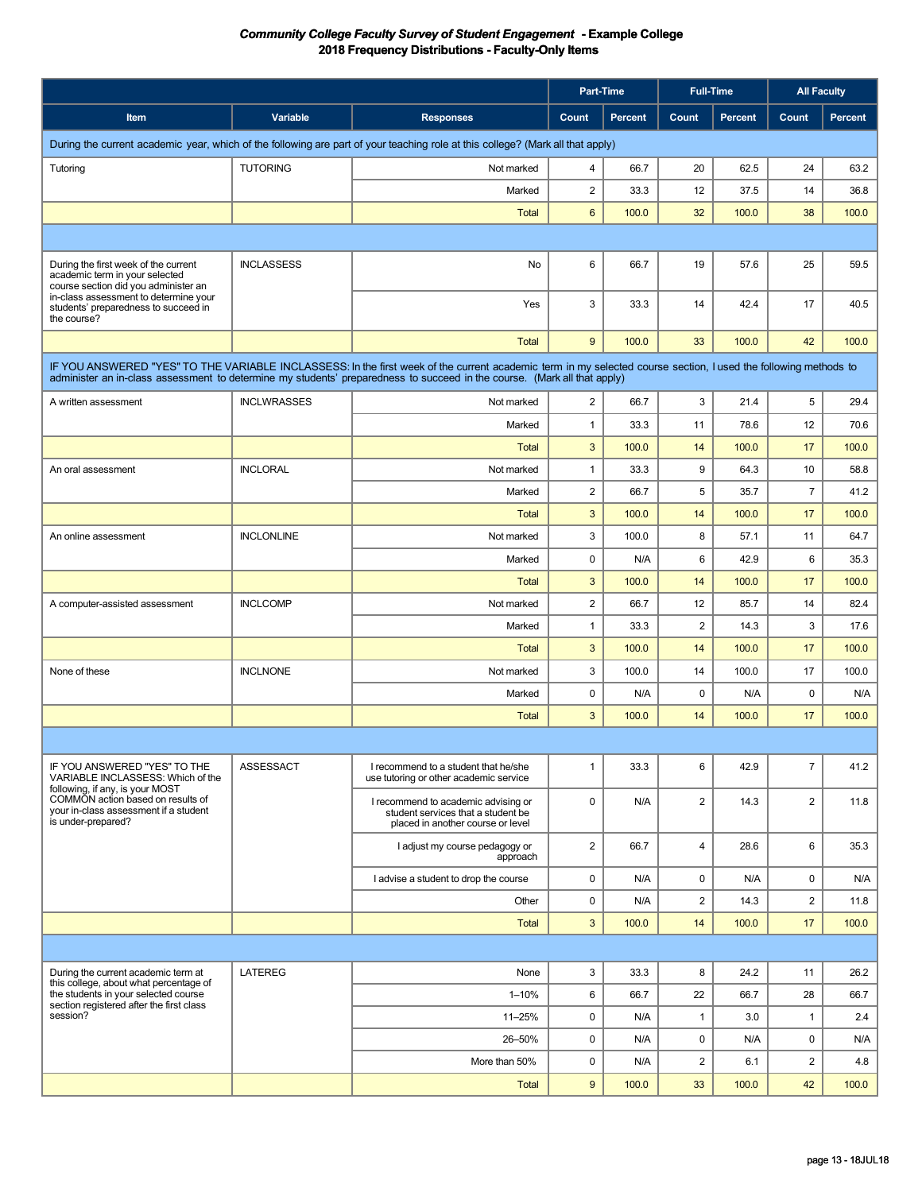**Community College Faculty Survey of Student Engagement - Example College**
**2018 Frequency Distributions - Faculty-Only Items**

| Item | Variable | Responses | Part-Time Count | Part-Time Percent | Full-Time Count | Full-Time Percent | All Faculty Count | All Faculty Percent |
|---|---|---|---|---|---|---|---|---|
| During the current academic year, which of the following are part of your teaching role at this college? (Mark all that apply) | | | | | | | | |
| Tutoring | TUTORING | Not marked | 4 | 66.7 | 20 | 62.5 | 24 | 63.2 |
| | | Marked | 2 | 33.3 | 12 | 37.5 | 14 | 36.8 |
| | | Total | 6 | 100.0 | 32 | 100.0 | 38 | 100.0 |
| | | | | | | | | |
| During the first week of the current academic term in your selected course section did you administer an in-class assessment to determine your students' preparedness to succeed in the course? | INCLASSESS | No | 6 | 66.7 | 19 | 57.6 | 25 | 59.5 |
| | | Yes | 3 | 33.3 | 14 | 42.4 | 17 | 40.5 |
| | | Total | 9 | 100.0 | 33 | 100.0 | 42 | 100.0 |
| IF YOU ANSWERED "YES" TO THE VARIABLE INCLASSESS: In the first week of the current academic term in my selected course section, I used the following methods to administer an in-class assessment to determine my students' preparedness to succeed in the course. (Mark all that apply) | | | | | | | | |
| A written assessment | INCLWRASSES | Not marked | 2 | 66.7 | 3 | 21.4 | 5 | 29.4 |
| | | Marked | 1 | 33.3 | 11 | 78.6 | 12 | 70.6 |
| | | Total | 3 | 100.0 | 14 | 100.0 | 17 | 100.0 |
| An oral assessment | INCLORAL | Not marked | 1 | 33.3 | 9 | 64.3 | 10 | 58.8 |
| | | Marked | 2 | 66.7 | 5 | 35.7 | 7 | 41.2 |
| | | Total | 3 | 100.0 | 14 | 100.0 | 17 | 100.0 |
| An online assessment | INCLONLINE | Not marked | 3 | 100.0 | 8 | 57.1 | 11 | 64.7 |
| | | Marked | 0 | N/A | 6 | 42.9 | 6 | 35.3 |
| | | Total | 3 | 100.0 | 14 | 100.0 | 17 | 100.0 |
| A computer-assisted assessment | INCLCOMP | Not marked | 2 | 66.7 | 12 | 85.7 | 14 | 82.4 |
| | | Marked | 1 | 33.3 | 2 | 14.3 | 3 | 17.6 |
| | | Total | 3 | 100.0 | 14 | 100.0 | 17 | 100.0 |
| None of these | INCLNONE | Not marked | 3 | 100.0 | 14 | 100.0 | 17 | 100.0 |
| | | Marked | 0 | N/A | 0 | N/A | 0 | N/A |
| | | Total | 3 | 100.0 | 14 | 100.0 | 17 | 100.0 |
| | | | | | | | | |
| IF YOU ANSWERED "YES" TO THE VARIABLE INCLASSESS: Which of the following, if any, is your MOST COMMON action based on results of your in-class assessment if a student is under-prepared? | ASSESSACT | I recommend to a student that he/she use tutoring or other academic service | 1 | 33.3 | 6 | 42.9 | 7 | 41.2 |
| | | I recommend to academic advising or student services that a student be placed in another course or level | 0 | N/A | 2 | 14.3 | 2 | 11.8 |
| | | I adjust my course pedagogy or approach | 2 | 66.7 | 4 | 28.6 | 6 | 35.3 |
| | | I advise a student to drop the course | 0 | N/A | 0 | N/A | 0 | N/A |
| | | Other | 0 | N/A | 2 | 14.3 | 2 | 11.8 |
| | | Total | 3 | 100.0 | 14 | 100.0 | 17 | 100.0 |
| | | | | | | | | |
| During the current academic term at this college, about what percentage of the students in your selected course section registered after the first class session? | LATEREG | None | 3 | 33.3 | 8 | 24.2 | 11 | 26.2 |
| | | 1–10% | 6 | 66.7 | 22 | 66.7 | 28 | 66.7 |
| | | 11–25% | 0 | N/A | 1 | 3.0 | 1 | 2.4 |
| | | 26–50% | 0 | N/A | 0 | N/A | 0 | N/A |
| | | More than 50% | 0 | N/A | 2 | 6.1 | 2 | 4.8 |
| | | Total | 9 | 100.0 | 33 | 100.0 | 42 | 100.0 |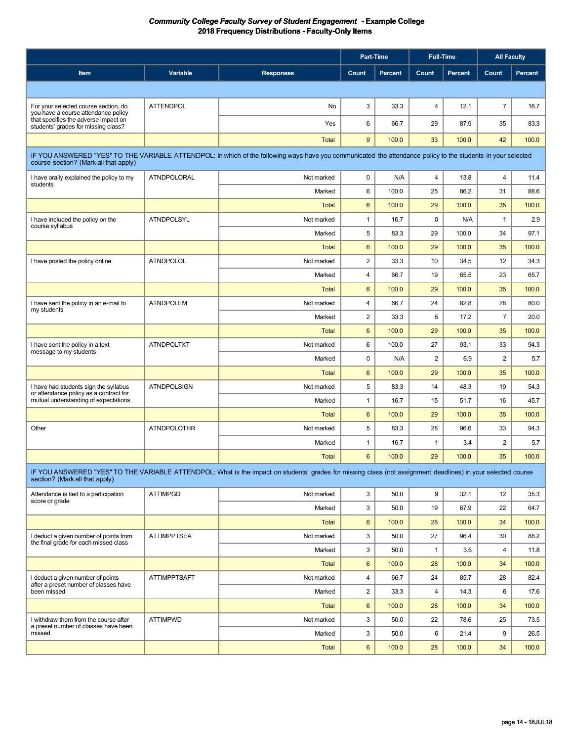***Community College Faculty Survey of Student Engagement* - Example College**
**2018 Frequency Distributions - Faculty-Only Items**

| Item | Variable | Responses | Part-Time Count | Part-Time Percent | Full-Time Count | Full-Time Percent | All Faculty Count | All Faculty Percent |
|---|---|---|---|---|---|---|---|---|
| For your selected course section, do you have a course attendance policy that specifies the adverse impact on students' grades for missing class? | ATTENDPOL | No | 3 | 33.3 | 4 | 12.1 | 7 | 16.7 |
| | | Yes | 6 | 66.7 | 29 | 87.9 | 35 | 83.3 |
| | | Total | 9 | 100.0 | 33 | 100.0 | 42 | 100.0 |
| IF YOU ANSWERED "YES" TO THE VARIABLE ATTENDPOL: In which of the following ways have you communicated the attendance policy to the students in your selected course section? (Mark all that apply) | | | | | | | | |
| I have orally explained the policy to my students | ATNDPOLORAL | Not marked | 0 | N/A | 4 | 13.8 | 4 | 11.4 |
| | | Marked | 6 | 100.0 | 25 | 86.2 | 31 | 88.6 |
| | | Total | 6 | 100.0 | 29 | 100.0 | 35 | 100.0 |
| I have included the policy on the course syllabus | ATNDPOLSYL | Not marked | 1 | 16.7 | 0 | N/A | 1 | 2.9 |
| | | Marked | 5 | 83.3 | 29 | 100.0 | 34 | 97.1 |
| | | Total | 6 | 100.0 | 29 | 100.0 | 35 | 100.0 |
| I have posted the policy online | ATNDPOLOL | Not marked | 2 | 33.3 | 10 | 34.5 | 12 | 34.3 |
| | | Marked | 4 | 66.7 | 19 | 65.5 | 23 | 65.7 |
| | | Total | 6 | 100.0 | 29 | 100.0 | 35 | 100.0 |
| I have sent the policy in an e-mail to my students | ATNDPOLEM | Not marked | 4 | 66.7 | 24 | 82.8 | 28 | 80.0 |
| | | Marked | 2 | 33.3 | 5 | 17.2 | 7 | 20.0 |
| | | Total | 6 | 100.0 | 29 | 100.0 | 35 | 100.0 |
| I have sent the policy in a text message to my students | ATNDPOLTXT | Not marked | 6 | 100.0 | 27 | 93.1 | 33 | 94.3 |
| | | Marked | 0 | N/A | 2 | 6.9 | 2 | 5.7 |
| | | Total | 6 | 100.0 | 29 | 100.0 | 35 | 100.0 |
| I have had students sign the syllabus or attendance policy as a contract for mutual understanding of expectations | ATNDPOLSIGN | Not marked | 5 | 83.3 | 14 | 48.3 | 19 | 54.3 |
| | | Marked | 1 | 16.7 | 15 | 51.7 | 16 | 45.7 |
| | | Total | 6 | 100.0 | 29 | 100.0 | 35 | 100.0 |
| Other | ATNDPOLOTHR | Not marked | 5 | 83.3 | 28 | 96.6 | 33 | 94.3 |
| | | Marked | 1 | 16.7 | 1 | 3.4 | 2 | 5.7 |
| | | Total | 6 | 100.0 | 29 | 100.0 | 35 | 100.0 |
| IF YOU ANSWERED "YES" TO THE VARIABLE ATTENDPOL: What is the impact on students' grades for missing class (not assignment deadlines) in your selected course section? (Mark all that apply) | | | | | | | | |
| Attendance is tied to a participation score or grade | ATTIMPGD | Not marked | 3 | 50.0 | 9 | 32.1 | 12 | 35.3 |
| | | Marked | 3 | 50.0 | 19 | 67.9 | 22 | 64.7 |
| | | Total | 6 | 100.0 | 28 | 100.0 | 34 | 100.0 |
| I deduct a given number of points from the final grade for each missed class | ATTIMPPTSEA | Not marked | 3 | 50.0 | 27 | 96.4 | 30 | 88.2 |
| | | Marked | 3 | 50.0 | 1 | 3.6 | 4 | 11.8 |
| | | Total | 6 | 100.0 | 28 | 100.0 | 34 | 100.0 |
| I deduct a given number of points after a preset number of classes have been missed | ATTIMPPTSAFT | Not marked | 4 | 66.7 | 24 | 85.7 | 28 | 82.4 |
| | | Marked | 2 | 33.3 | 4 | 14.3 | 6 | 17.6 |
| | | Total | 6 | 100.0 | 28 | 100.0 | 34 | 100.0 |
| I withdraw them from the course after a preset number of classes have been missed | ATTIMPWD | Not marked | 3 | 50.0 | 22 | 78.6 | 25 | 73.5 |
| | | Marked | 3 | 50.0 | 6 | 21.4 | 9 | 26.5 |
| | | Total | 6 | 100.0 | 28 | 100.0 | 34 | 100.0 |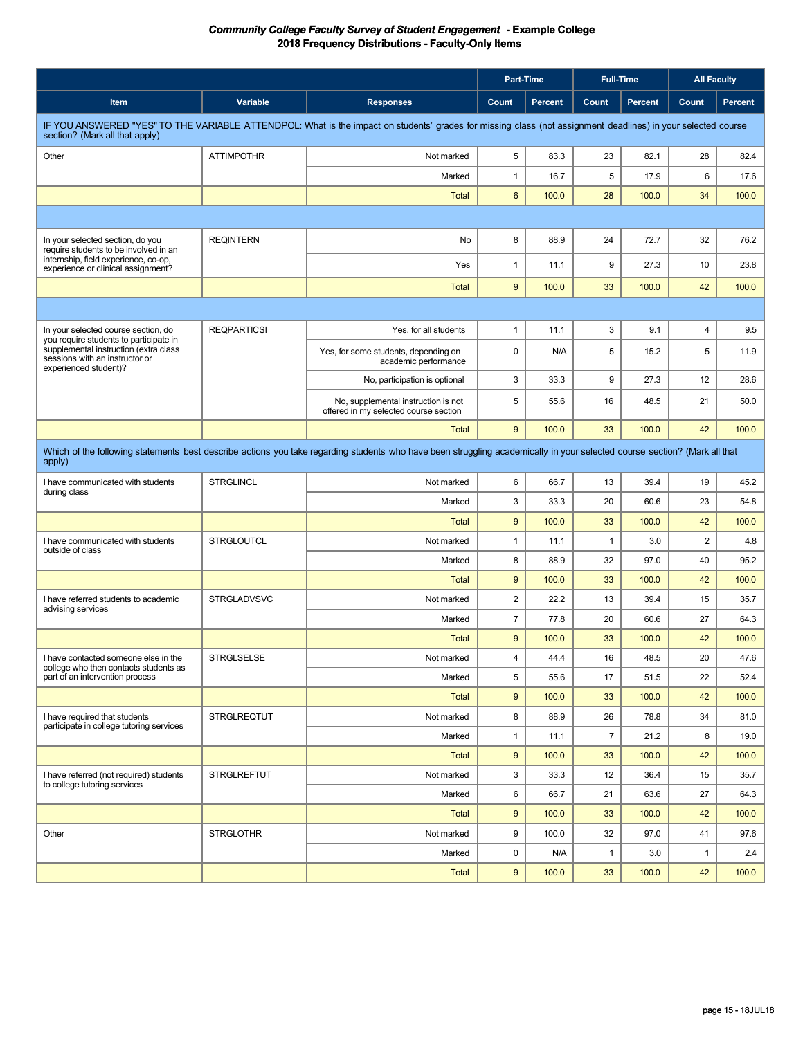***Community College Faculty Survey of Student Engagement* - Example College**
**2018 Frequency Distributions - Faculty-Only Items**

| Item | Variable | Responses | Part-Time | | Full-Time | | All Faculty | |
|---|---|---|---|---|---|---|---|---|
| | | | Count | Percent | Count | Percent | Count | Percent |
| IF YOU ANSWERED "YES" TO THE VARIABLE ATTENDPOL: What is the impact on students' grades for missing class (not assignment deadlines) in your selected course section? (Mark all that apply) | | | | | | | | |
| Other | ATTIMPOTHR | Not marked | 5 | 83.3 | 23 | 82.1 | 28 | 82.4 |
| | | Marked | 1 | 16.7 | 5 | 17.9 | 6 | 17.6 |
| | | Total | 6 | 100.0 | 28 | 100.0 | 34 | 100.0 |
| | | | | | | | | |
| In your selected section, do you require students to be involved in an internship, field experience, co-op, experience or clinical assignment? | REQINTERN | No | 8 | 88.9 | 24 | 72.7 | 32 | 76.2 |
| | | Yes | 1 | 11.1 | 9 | 27.3 | 10 | 23.8 |
| | | Total | 9 | 100.0 | 33 | 100.0 | 42 | 100.0 |
| | | | | | | | | |
| In your selected course section, do you require students to participate in supplemental instruction (extra class sessions with an instructor or experienced student)? | REQPARTICSI | Yes, for all students | 1 | 11.1 | 3 | 9.1 | 4 | 9.5 |
| | | Yes, for some students, depending on academic performance | 0 | N/A | 5 | 15.2 | 5 | 11.9 |
| | | No, participation is optional | 3 | 33.3 | 9 | 27.3 | 12 | 28.6 |
| | | No, supplemental instruction is not offered in my selected course section | 5 | 55.6 | 16 | 48.5 | 21 | 50.0 |
| | | Total | 9 | 100.0 | 33 | 100.0 | 42 | 100.0 |
| Which of the following statements best describe actions you take regarding students who have been struggling academically in your selected course section? (Mark all that apply) | | | | | | | | |
| I have communicated with students during class | STRGLINCL | Not marked | 6 | 66.7 | 13 | 39.4 | 19 | 45.2 |
| | | Marked | 3 | 33.3 | 20 | 60.6 | 23 | 54.8 |
| | | Total | 9 | 100.0 | 33 | 100.0 | 42 | 100.0 |
| I have communicated with students outside of class | STRGLOUTCL | Not marked | 1 | 11.1 | 1 | 3.0 | 2 | 4.8 |
| | | Marked | 8 | 88.9 | 32 | 97.0 | 40 | 95.2 |
| | | Total | 9 | 100.0 | 33 | 100.0 | 42 | 100.0 |
| I have referred students to academic advising services | STRGLADVSVC | Not marked | 2 | 22.2 | 13 | 39.4 | 15 | 35.7 |
| | | Marked | 7 | 77.8 | 20 | 60.6 | 27 | 64.3 |
| | | Total | 9 | 100.0 | 33 | 100.0 | 42 | 100.0 |
| I have contacted someone else in the college who then contacts students as part of an intervention process | STRGLSELSE | Not marked | 4 | 44.4 | 16 | 48.5 | 20 | 47.6 |
| | | Marked | 5 | 55.6 | 17 | 51.5 | 22 | 52.4 |
| | | Total | 9 | 100.0 | 33 | 100.0 | 42 | 100.0 |
| I have required that students participate in college tutoring services | STRGLREQTUT | Not marked | 8 | 88.9 | 26 | 78.8 | 34 | 81.0 |
| | | Marked | 1 | 11.1 | 7 | 21.2 | 8 | 19.0 |
| | | Total | 9 | 100.0 | 33 | 100.0 | 42 | 100.0 |
| I have referred (not required) students to college tutoring services | STRGLREFTUT | Not marked | 3 | 33.3 | 12 | 36.4 | 15 | 35.7 |
| | | Marked | 6 | 66.7 | 21 | 63.6 | 27 | 64.3 |
| | | Total | 9 | 100.0 | 33 | 100.0 | 42 | 100.0 |
| Other | STRGLOTHR | Not marked | 9 | 100.0 | 32 | 97.0 | 41 | 97.6 |
| | | Marked | 0 | N/A | 1 | 3.0 | 1 | 2.4 |
| | | Total | 9 | 100.0 | 33 | 100.0 | 42 | 100.0 |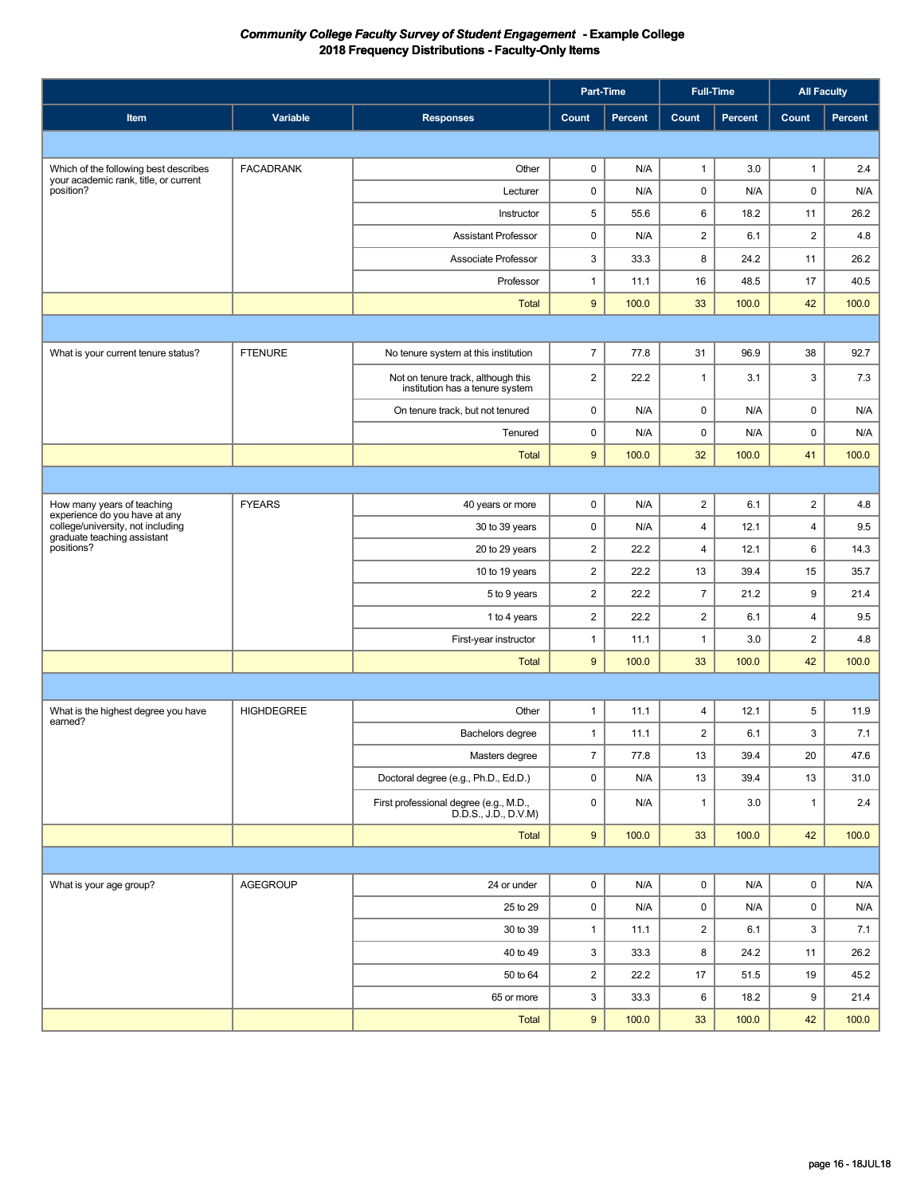**_Community College Faculty Survey of Student Engagement_ - Example College**
**2018 Frequency Distributions - Faculty-Only Items**

| | | | Part-Time | | Full-Time | | All Faculty | |
|---|---|---|---|---|---|---|---|---|
| Item | Variable | Responses | Count | Percent | Count | Percent | Count | Percent |
| Which of the following best describes your academic rank, title, or current position? | FACADRANK | Other | 0 | N/A | 1 | 3.0 | 1 | 2.4 |
| | | Lecturer | 0 | N/A | 0 | N/A | 0 | N/A |
| | | Instructor | 5 | 55.6 | 6 | 18.2 | 11 | 26.2 |
| | | Assistant Professor | 0 | N/A | 2 | 6.1 | 2 | 4.8 |
| | | Associate Professor | 3 | 33.3 | 8 | 24.2 | 11 | 26.2 |
| | | Professor | 1 | 11.1 | 16 | 48.5 | 17 | 40.5 |
| | | Total | 9 | 100.0 | 33 | 100.0 | 42 | 100.0 |
| What is your current tenure status? | FTENURE | No tenure system at this institution | 7 | 77.8 | 31 | 96.9 | 38 | 92.7 |
| | | Not on tenure track, although this institution has a tenure system | 2 | 22.2 | 1 | 3.1 | 3 | 7.3 |
| | | On tenure track, but not tenured | 0 | N/A | 0 | N/A | 0 | N/A |
| | | Tenured | 0 | N/A | 0 | N/A | 0 | N/A |
| | | Total | 9 | 100.0 | 32 | 100.0 | 41 | 100.0 |
| How many years of teaching experience do you have at any college/university, not including graduate teaching assistant positions? | FYEARS | 40 years or more | 0 | N/A | 2 | 6.1 | 2 | 4.8 |
| | | 30 to 39 years | 0 | N/A | 4 | 12.1 | 4 | 9.5 |
| | | 20 to 29 years | 2 | 22.2 | 4 | 12.1 | 6 | 14.3 |
| | | 10 to 19 years | 2 | 22.2 | 13 | 39.4 | 15 | 35.7 |
| | | 5 to 9 years | 2 | 22.2 | 7 | 21.2 | 9 | 21.4 |
| | | 1 to 4 years | 2 | 22.2 | 2 | 6.1 | 4 | 9.5 |
| | | First-year instructor | 1 | 11.1 | 1 | 3.0 | 2 | 4.8 |
| | | Total | 9 | 100.0 | 33 | 100.0 | 42 | 100.0 |
| What is the highest degree you have earned? | HIGHDEGREE | Other | 1 | 11.1 | 4 | 12.1 | 5 | 11.9 |
| | | Bachelors degree | 1 | 11.1 | 2 | 6.1 | 3 | 7.1 |
| | | Masters degree | 7 | 77.8 | 13 | 39.4 | 20 | 47.6 |
| | | Doctoral degree (e.g., Ph.D., Ed.D.) | 0 | N/A | 13 | 39.4 | 13 | 31.0 |
| | | First professional degree (e.g., M.D., D.D.S., J.D., D.V.M) | 0 | N/A | 1 | 3.0 | 1 | 2.4 |
| | | Total | 9 | 100.0 | 33 | 100.0 | 42 | 100.0 |
| What is your age group? | AGEGROUP | 24 or under | 0 | N/A | 0 | N/A | 0 | N/A |
| | | 25 to 29 | 0 | N/A | 0 | N/A | 0 | N/A |
| | | 30 to 39 | 1 | 11.1 | 2 | 6.1 | 3 | 7.1 |
| | | 40 to 49 | 3 | 33.3 | 8 | 24.2 | 11 | 26.2 |
| | | 50 to 64 | 2 | 22.2 | 17 | 51.5 | 19 | 45.2 |
| | | 65 or more | 3 | 33.3 | 6 | 18.2 | 9 | 21.4 |
| | | Total | 9 | 100.0 | 33 | 100.0 | 42 | 100.0 |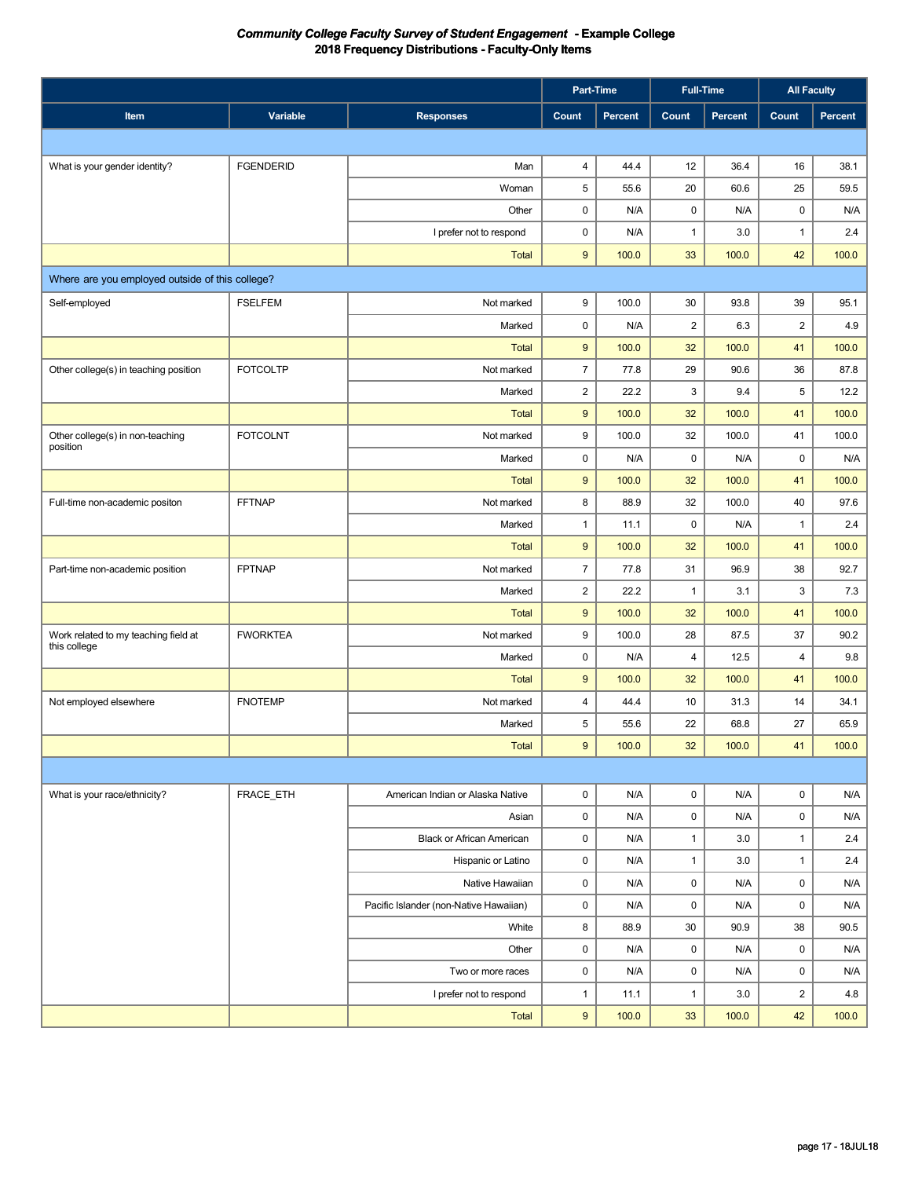***Community College Faculty Survey of Student Engagement* - Example College**
**2018 Frequency Distributions - Faculty-Only Items**

| Item | Variable | Responses | Part-Time Count | Part-Time Percent | Full-Time Count | Full-Time Percent | All Faculty Count | All Faculty Percent |
|---|---|---|---|---|---|---|---|---|
| What is your gender identity? | FGENDERID | Man | 4 | 44.4 | 12 | 36.4 | 16 | 38.1 |
| | | Woman | 5 | 55.6 | 20 | 60.6 | 25 | 59.5 |
| | | Other | 0 | N/A | 0 | N/A | 0 | N/A |
| | | I prefer not to respond | 0 | N/A | 1 | 3.0 | 1 | 2.4 |
| | | Total | 9 | 100.0 | 33 | 100.0 | 42 | 100.0 |
| Where are you employed outside of this college? | | | | | | | | |
| Self-employed | FSELFEM | Not marked | 9 | 100.0 | 30 | 93.8 | 39 | 95.1 |
| | | Marked | 0 | N/A | 2 | 6.3 | 2 | 4.9 |
| | | Total | 9 | 100.0 | 32 | 100.0 | 41 | 100.0 |
| Other college(s) in teaching position | FOTCOLTP | Not marked | 7 | 77.8 | 29 | 90.6 | 36 | 87.8 |
| | | Marked | 2 | 22.2 | 3 | 9.4 | 5 | 12.2 |
| | | Total | 9 | 100.0 | 32 | 100.0 | 41 | 100.0 |
| Other college(s) in non-teaching position | FOTCOLNT | Not marked | 9 | 100.0 | 32 | 100.0 | 41 | 100.0 |
| | | Marked | 0 | N/A | 0 | N/A | 0 | N/A |
| | | Total | 9 | 100.0 | 32 | 100.0 | 41 | 100.0 |
| Full-time non-academic positon | FFTNAP | Not marked | 8 | 88.9 | 32 | 100.0 | 40 | 97.6 |
| | | Marked | 1 | 11.1 | 0 | N/A | 1 | 2.4 |
| | | Total | 9 | 100.0 | 32 | 100.0 | 41 | 100.0 |
| Part-time non-academic position | FPTNAP | Not marked | 7 | 77.8 | 31 | 96.9 | 38 | 92.7 |
| | | Marked | 2 | 22.2 | 1 | 3.1 | 3 | 7.3 |
| | | Total | 9 | 100.0 | 32 | 100.0 | 41 | 100.0 |
| Work related to my teaching field at this college | FWORKTEA | Not marked | 9 | 100.0 | 28 | 87.5 | 37 | 90.2 |
| | | Marked | 0 | N/A | 4 | 12.5 | 4 | 9.8 |
| | | Total | 9 | 100.0 | 32 | 100.0 | 41 | 100.0 |
| Not employed elsewhere | FNOTEMP | Not marked | 4 | 44.4 | 10 | 31.3 | 14 | 34.1 |
| | | Marked | 5 | 55.6 | 22 | 68.8 | 27 | 65.9 |
| | | Total | 9 | 100.0 | 32 | 100.0 | 41 | 100.0 |
| What is your race/ethnicity? | FRACE_ETH | American Indian or Alaska Native | 0 | N/A | 0 | N/A | 0 | N/A |
| | | Asian | 0 | N/A | 0 | N/A | 0 | N/A |
| | | Black or African American | 0 | N/A | 1 | 3.0 | 1 | 2.4 |
| | | Hispanic or Latino | 0 | N/A | 1 | 3.0 | 1 | 2.4 |
| | | Native Hawaiian | 0 | N/A | 0 | N/A | 0 | N/A |
| | | Pacific Islander (non-Native Hawaiian) | 0 | N/A | 0 | N/A | 0 | N/A |
| | | White | 8 | 88.9 | 30 | 90.9 | 38 | 90.5 |
| | | Other | 0 | N/A | 0 | N/A | 0 | N/A |
| | | Two or more races | 0 | N/A | 0 | N/A | 0 | N/A |
| | | I prefer not to respond | 1 | 11.1 | 1 | 3.0 | 2 | 4.8 |
| | | Total | 9 | 100.0 | 33 | 100.0 | 42 | 100.0 |